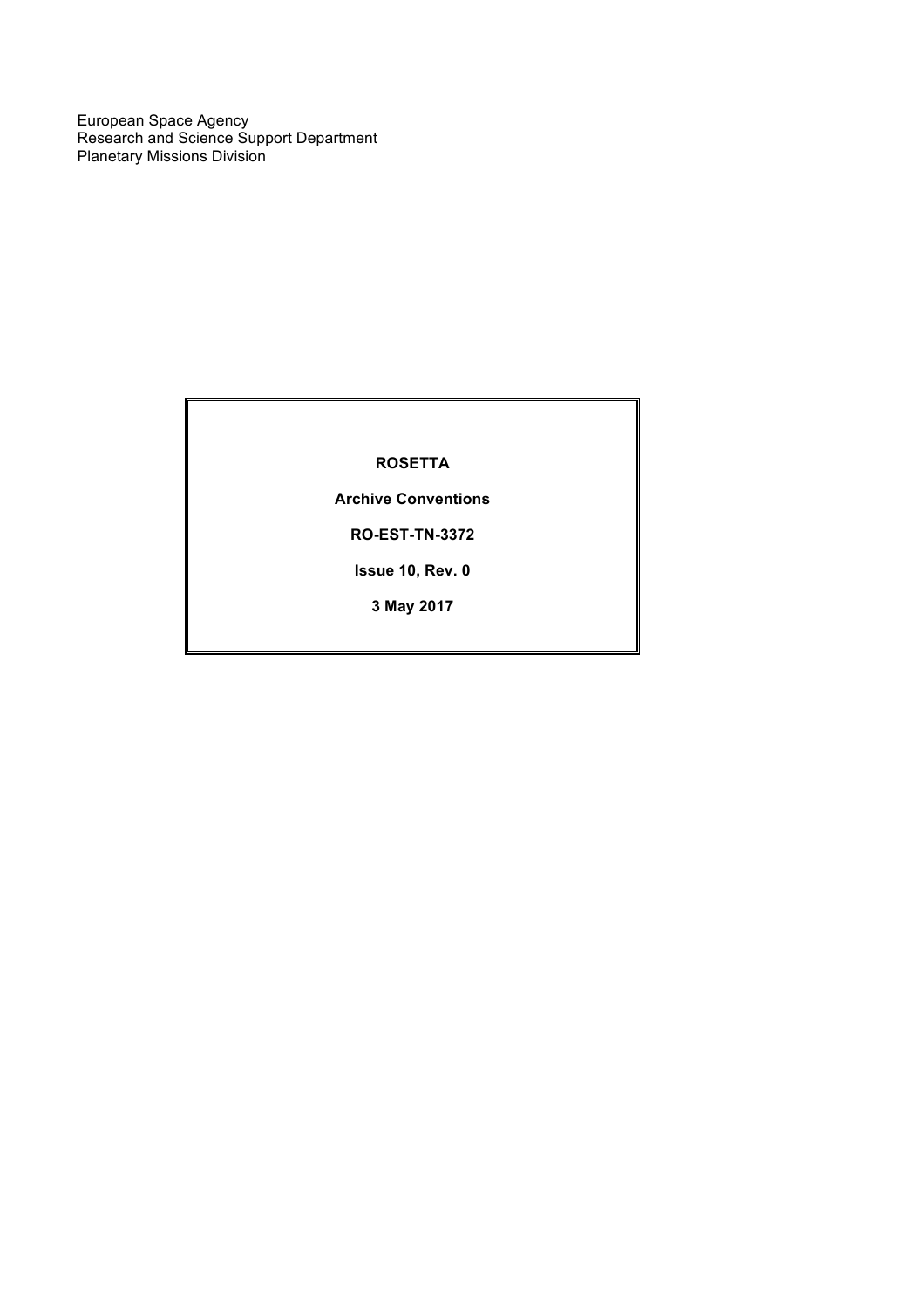European Space Agency
Research and Science Support Department
Planetary Missions Division

**ROSETTA**

**Archive Conventions**

**RO-EST-TN-3372**

**Issue 10, Rev. 0**

**3 May 2017**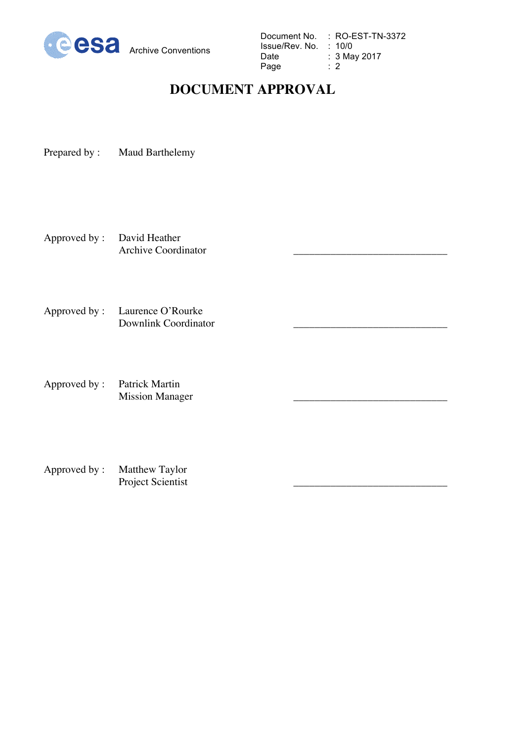# DOCUMENT APPROVAL

Prepared by : Maud Barthelemy

Approved by : David Heather
Archive Coordinator ______________________________

Approved by : Laurence O'Rourke
Downlink Coordinator ______________________________

Approved by : Patrick Martin
Mission Manager ______________________________

Approved by : Matthew Taylor
Project Scientist ______________________________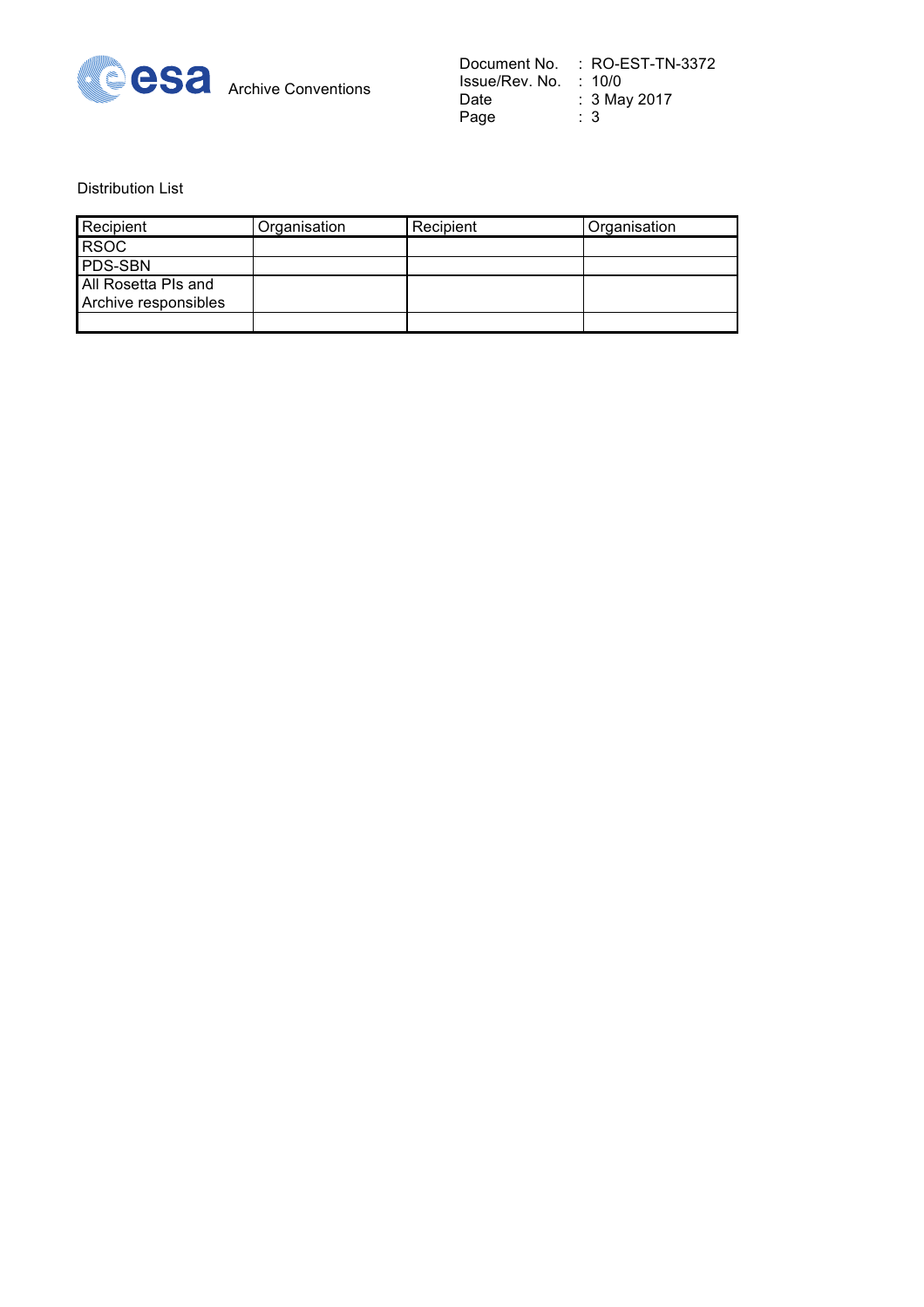Distribution List

| Recipient | Organisation | Recipient | Organisation |
|---|---|---|---|
| RSOC | | | |
| PDS-SBN | | | |
| All Rosetta PIs and Archive responsibles | | | |
| | | | |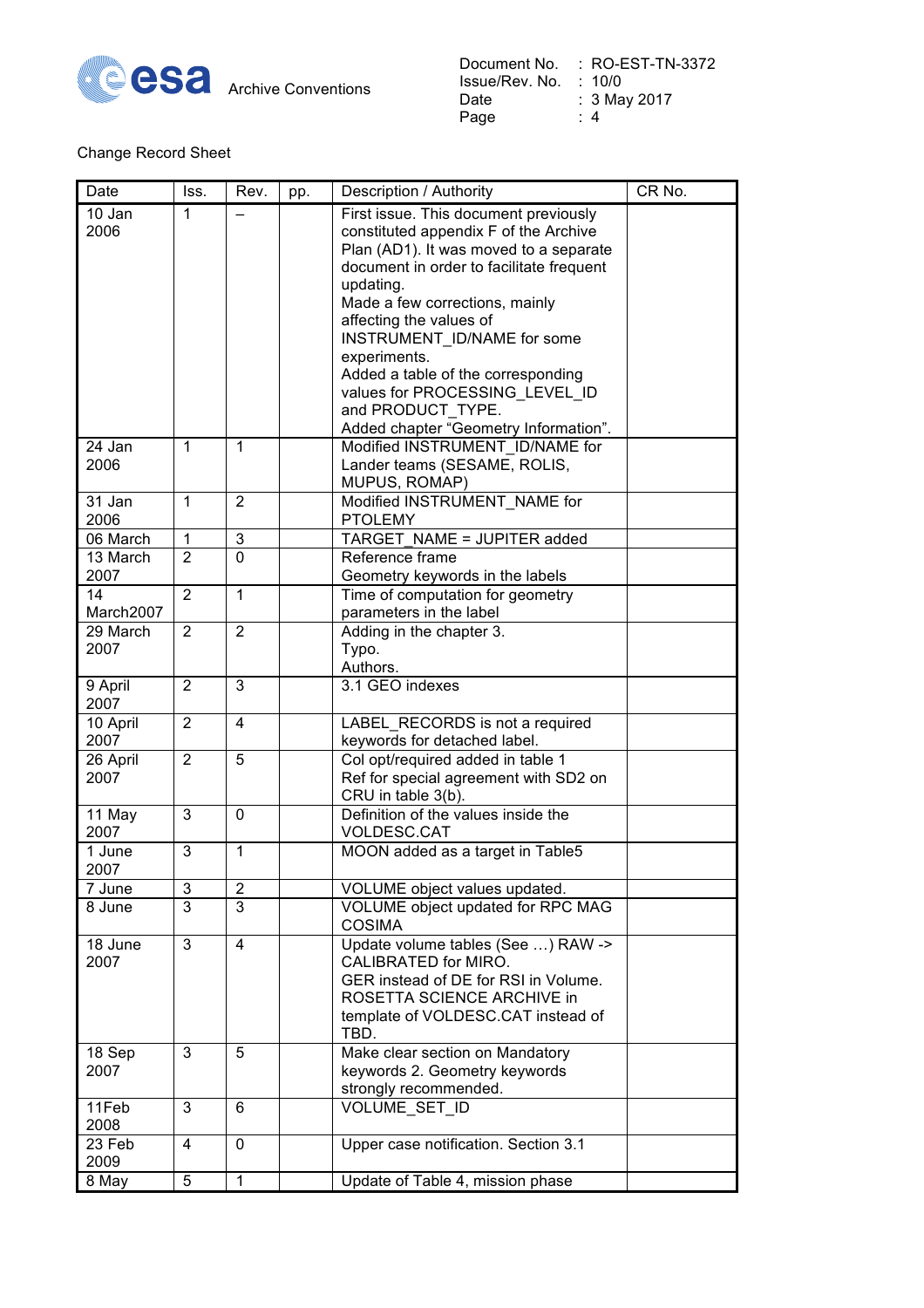Change Record Sheet

| Date | Iss. | Rev. | pp. | Description / Authority | CR No. |
|---|---|---|---|---|---|
| 10 Jan 2006 | 1 | – | | First issue. This document previously constituted appendix F of the Archive Plan (AD1). It was moved to a separate document in order to facilitate frequent updating.<br>Made a few corrections, mainly affecting the values of INSTRUMENT_ID/NAME for some experiments.<br>Added a table of the corresponding values for PROCESSING_LEVEL_ID and PRODUCT_TYPE.<br>Added chapter "Geometry Information". | |
| 24 Jan 2006 | 1 | 1 | | Modified INSTRUMENT_ID/NAME for Lander teams (SESAME, ROLIS, MUPUS, ROMAP) | |
| 31 Jan 2006 | 1 | 2 | | Modified INSTRUMENT_NAME for PTOLEMY | |
| 06 March | 1 | 3 | | TARGET_NAME = JUPITER added | |
| 13 March 2007 | 2 | 0 | | Reference frame<br>Geometry keywords in the labels | |
| 14 March2007 | 2 | 1 | | Time of computation for geometry parameters in the label | |
| 29 March 2007 | 2 | 2 | | Adding in the chapter 3.<br>Typo.<br>Authors. | |
| 9 April 2007 | 2 | 3 | | 3.1 GEO indexes | |
| 10 April 2007 | 2 | 4 | | LABEL_RECORDS is not a required keywords for detached label. | |
| 26 April 2007 | 2 | 5 | | Col opt/required added in table 1<br>Ref for special agreement with SD2 on CRU in table 3(b). | |
| 11 May 2007 | 3 | 0 | | Definition of the values inside the VOLDESC.CAT | |
| 1 June 2007 | 3 | 1 | | MOON added as a target in Table5 | |
| 7 June | 3 | 2 | | VOLUME object values updated. | |
| 8 June | 3 | 3 | | VOLUME object updated for RPC MAG COSIMA | |
| 18 June 2007 | 3 | 4 | | Update volume tables (See …) RAW -> CALIBRATED for MIRO.<br>GER instead of DE for RSI in Volume.<br>ROSETTA SCIENCE ARCHIVE in template of VOLDESC.CAT instead of TBD. | |
| 18 Sep 2007 | 3 | 5 | | Make clear section on Mandatory keywords 2. Geometry keywords strongly recommended. | |
| 11Feb 2008 | 3 | 6 | | VOLUME_SET_ID | |
| 23 Feb 2009 | 4 | 0 | | Upper case notification. Section 3.1 | |
| 8 May | 5 | 1 | | Update of Table 4, mission phase | |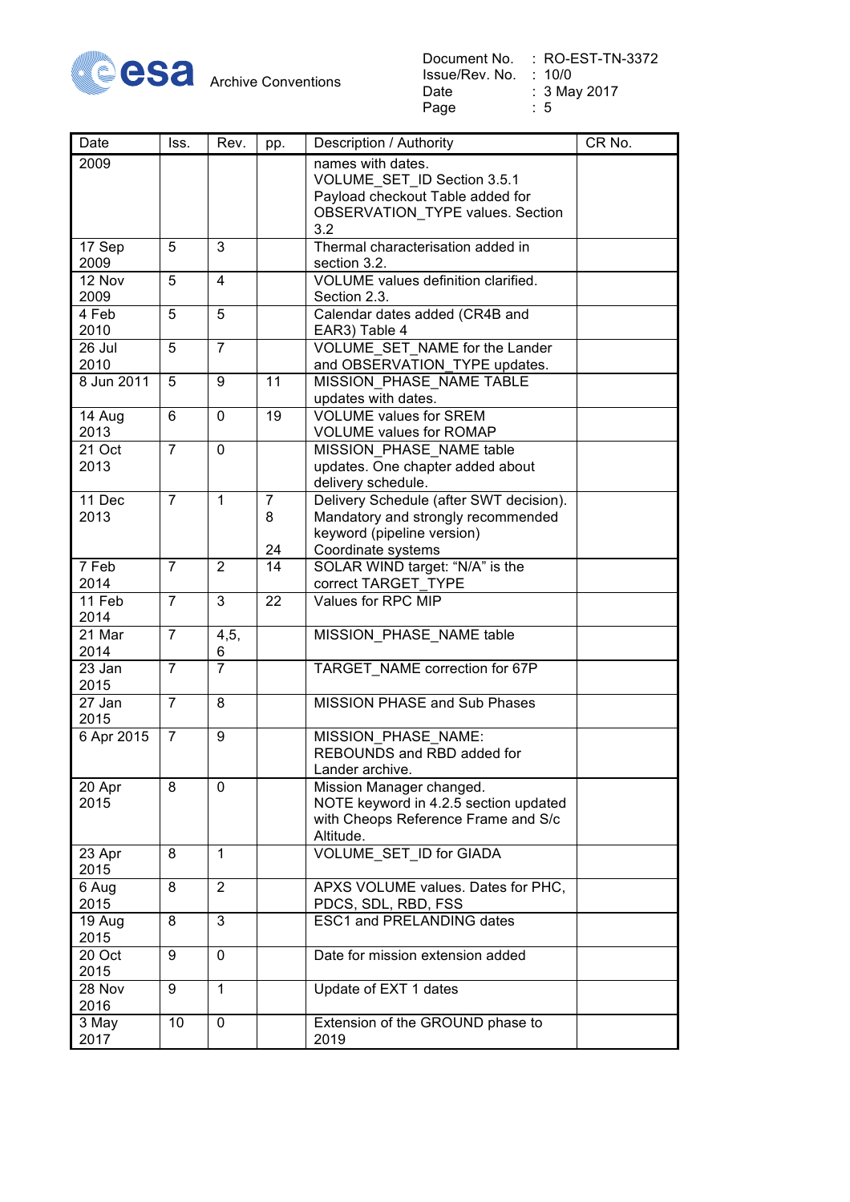| Date | Iss. | Rev. | pp. | Description / Authority | CR No. |
|---|---|---|---|---|---|
| 2009 | | | | names with dates. VOLUME_SET_ID Section 3.5.1 Payload checkout Table added for OBSERVATION_TYPE values. Section 3.2 | |
| 17 Sep 2009 | 5 | 3 | | Thermal characterisation added in section 3.2. | |
| 12 Nov 2009 | 5 | 4 | | VOLUME values definition clarified. Section 2.3. | |
| 4 Feb 2010 | 5 | 5 | | Calendar dates added (CR4B and EAR3) Table 4 | |
| 26 Jul 2010 | 5 | 7 | | VOLUME_SET_NAME for the Lander and OBSERVATION_TYPE updates. | |
| 8 Jun 2011 | 5 | 9 | 11 | MISSION_PHASE_NAME TABLE updates with dates. | |
| 14 Aug 2013 | 6 | 0 | 19 | VOLUME values for SREM VOLUME values for ROMAP | |
| 21 Oct 2013 | 7 | 0 | | MISSION_PHASE_NAME table updates. One chapter added about delivery schedule. | |
| 11 Dec 2013 | 7 | 1 | 7<br>8<br><br>24 | Delivery Schedule (after SWT decision). Mandatory and strongly recommended keyword (pipeline version) Coordinate systems | |
| 7 Feb 2014 | 7 | 2 | 14 | SOLAR WIND target: "N/A" is the correct TARGET_TYPE | |
| 11 Feb 2014 | 7 | 3 | 22 | Values for RPC MIP | |
| 21 Mar 2014 | 7 | 4,5, 6 | | MISSION_PHASE_NAME table | |
| 23 Jan 2015 | 7 | 7 | | TARGET_NAME correction for 67P | |
| 27 Jan 2015 | 7 | 8 | | MISSION PHASE and Sub Phases | |
| 6 Apr 2015 | 7 | 9 | | MISSION_PHASE_NAME: REBOUNDS and RBD added for Lander archive. | |
| 20 Apr 2015 | 8 | 0 | | Mission Manager changed. NOTE keyword in 4.2.5 section updated with Cheops Reference Frame and S/c Altitude. | |
| 23 Apr 2015 | 8 | 1 | | VOLUME_SET_ID for GIADA | |
| 6 Aug 2015 | 8 | 2 | | APXS VOLUME values. Dates for PHC, PDCS, SDL, RBD, FSS | |
| 19 Aug 2015 | 8 | 3 | | ESC1 and PRELANDING dates | |
| 20 Oct 2015 | 9 | 0 | | Date for mission extension added | |
| 28 Nov 2016 | 9 | 1 | | Update of EXT 1 dates | |
| 3 May 2017 | 10 | 0 | | Extension of the GROUND phase to 2019 | |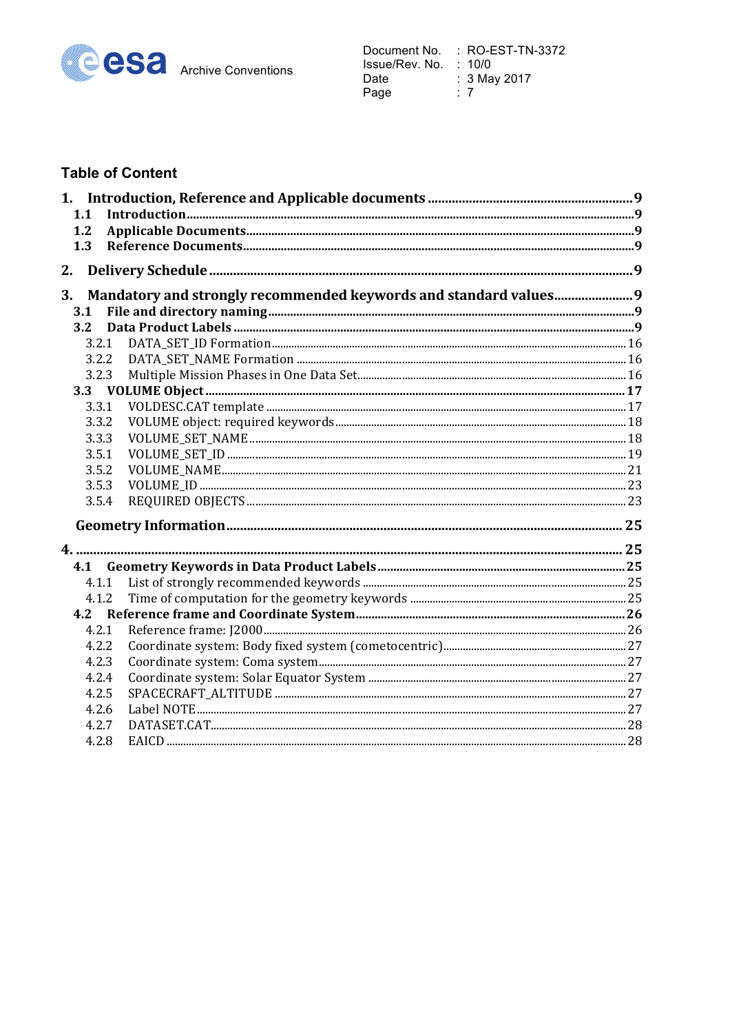## Table of Content

**1. Introduction, Reference and Applicable documents** ........ 9
- **1.1 Introduction** ........ 9
- **1.2 Applicable Documents** ........ 9
- **1.3 Reference Documents** ........ 9

**2. Delivery Schedule** ........ 9

**3. Mandatory and strongly recommended keywords and standard values** ........ 9
- **3.1 File and directory naming** ........ 9
- **3.2 Data Product Labels** ........ 9
  - 3.2.1 DATA_SET_ID Formation ........ 16
  - 3.2.2 DATA_SET_NAME Formation ........ 16
  - 3.2.3 Multiple Mission Phases in One Data Set ........ 16
- **3.3 VOLUME Object** ........ 17
  - 3.3.1 VOLDESC.CAT template ........ 17
  - 3.3.2 VOLUME object: required keywords ........ 18
  - 3.3.3 VOLUME_SET_NAME ........ 18
  - 3.5.1 VOLUME_SET_ID ........ 19
  - 3.5.2 VOLUME_NAME ........ 21
  - 3.5.3 VOLUME_ID ........ 23
  - 3.5.4 REQUIRED OBJECTS ........ 23

**Geometry Information** ........ 25

**4.** ........ 25
- **4.1 Geometry Keywords in Data Product Labels** ........ 25
  - 4.1.1 List of strongly recommended keywords ........ 25
  - 4.1.2 Time of computation for the geometry keywords ........ 25
- **4.2 Reference frame and Coordinate System** ........ 26
  - 4.2.1 Reference frame: J2000 ........ 26
  - 4.2.2 Coordinate system: Body fixed system (cometocentric) ........ 27
  - 4.2.3 Coordinate system: Coma system ........ 27
  - 4.2.4 Coordinate system: Solar Equator System ........ 27
  - 4.2.5 SPACECRAFT_ALTITUDE ........ 27
  - 4.2.6 Label NOTE ........ 27
  - 4.2.7 DATASET.CAT ........ 28
  - 4.2.8 EAICD ........ 28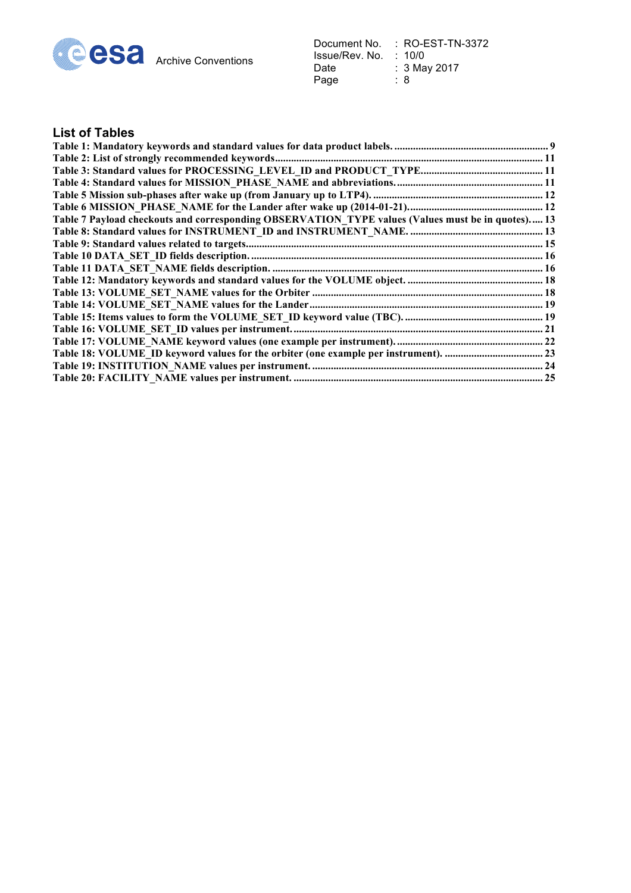## List of Tables

**Table 1: Mandatory keywords and standard values for data product labels. .......................................................... 9**
**Table 2: List of strongly recommended keywords.................................................................................................. 11**
**Table 3: Standard values for PROCESSING_LEVEL_ID and PRODUCT_TYPE............................................. 11**
**Table 4: Standard values for MISSION_PHASE_NAME and abbreviations. ...................................................... 11**
**Table 5 Mission sub-phases after wake up (from January up to LTP4). ............................................................... 12**
**Table 6 MISSION_PHASE_NAME for the Lander after wake up (2014-01-21).................................................. 12**
**Table 7 Payload checkouts and corresponding OBSERVATION_TYPE values (Values must be in quotes)..... 13**
**Table 8: Standard values for INSTRUMENT_ID and INSTRUMENT_NAME. ................................................. 13**
**Table 9: Standard values related to targets............................................................................................................. 15**
**Table 10 DATA_SET_ID fields description. ........................................................................................................... 16**
**Table 11 DATA_SET_NAME fields description. ................................................................................................... 16**
**Table 12: Mandatory keywords and standard values for the VOLUME object. .................................................. 18**
**Table 13: VOLUME_SET_NAME values for the Orbiter ..................................................................................... 18**
**Table 14: VOLUME_SET_NAME values for the Lander....................................................................................... 19**
**Table 15: Items values to form the VOLUME_SET_ID keyword value (TBC). ................................................... 19**
**Table 16: VOLUME_SET_ID values per instrument............................................................................................. 21**
**Table 17: VOLUME_NAME keyword values (one example per instrument). ...................................................... 22**
**Table 18: VOLUME_ID keyword values for the orbiter (one example per instrument). .................................... 23**
**Table 19: INSTITUTION_NAME values per instrument. ...................................................................................... 24**
**Table 20: FACILITY_NAME values per instrument. ............................................................................................ 25**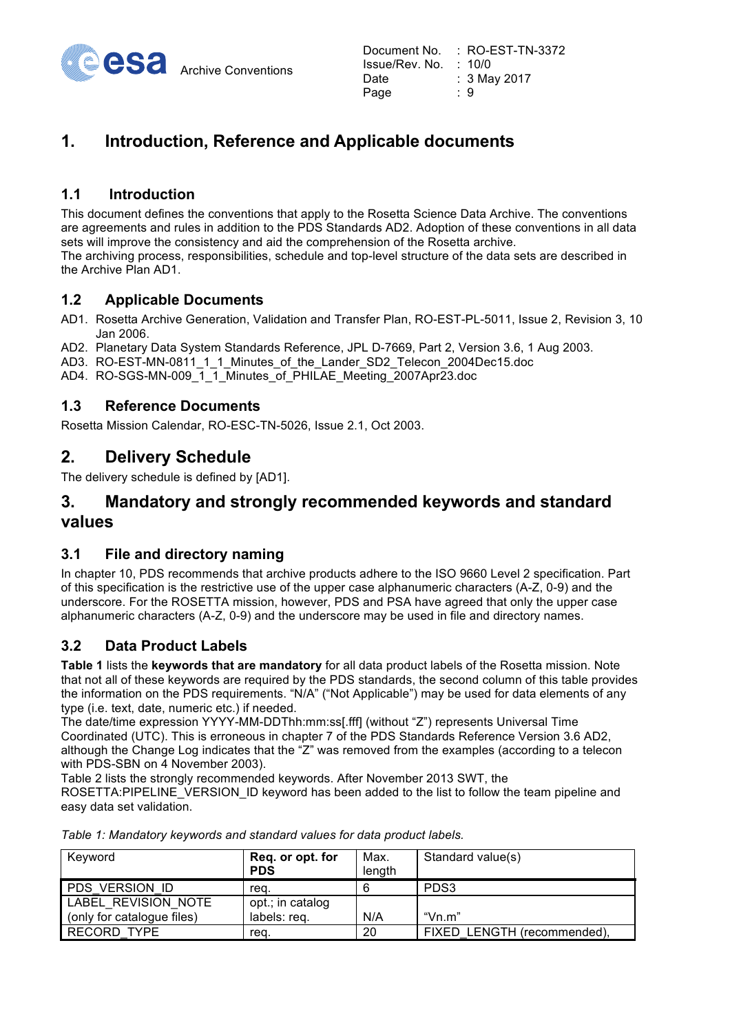# 1. Introduction, Reference and Applicable documents

## 1.1 Introduction

This document defines the conventions that apply to the Rosetta Science Data Archive. The conventions are agreements and rules in addition to the PDS Standards AD2. Adoption of these conventions in all data sets will improve the consistency and aid the comprehension of the Rosetta archive.
The archiving process, responsibilities, schedule and top-level structure of the data sets are described in the Archive Plan AD1.

## 1.2 Applicable Documents

AD1. Rosetta Archive Generation, Validation and Transfer Plan, RO-EST-PL-5011, Issue 2, Revision 3, 10 Jan 2006.
AD2. Planetary Data System Standards Reference, JPL D-7669, Part 2, Version 3.6, 1 Aug 2003.
AD3. RO-EST-MN-0811_1_1_Minutes_of_the_Lander_SD2_Telecon_2004Dec15.doc
AD4. RO-SGS-MN-009_1_1_Minutes_of_PHILAE_Meeting_2007Apr23.doc

## 1.3 Reference Documents

Rosetta Mission Calendar, RO-ESC-TN-5026, Issue 2.1, Oct 2003.

# 2. Delivery Schedule

The delivery schedule is defined by [AD1].

# 3. Mandatory and strongly recommended keywords and standard values

## 3.1 File and directory naming

In chapter 10, PDS recommends that archive products adhere to the ISO 9660 Level 2 specification. Part of this specification is the restrictive use of the upper case alphanumeric characters (A-Z, 0-9) and the underscore. For the ROSETTA mission, however, PDS and PSA have agreed that only the upper case alphanumeric characters (A-Z, 0-9) and the underscore may be used in file and directory names.

## 3.2 Data Product Labels

**Table 1** lists the **keywords that are mandatory** for all data product labels of the Rosetta mission. Note that not all of these keywords are required by the PDS standards, the second column of this table provides the information on the PDS requirements. "N/A" ("Not Applicable") may be used for data elements of any type (i.e. text, date, numeric etc.) if needed.
The date/time expression YYYY-MM-DDThh:mm:ss[.fff] (without "Z") represents Universal Time Coordinated (UTC). This is erroneous in chapter 7 of the PDS Standards Reference Version 3.6 AD2, although the Change Log indicates that the "Z" was removed from the examples (according to a telecon with PDS-SBN on 4 November 2003).
Table 2 lists the strongly recommended keywords. After November 2013 SWT, the ROSETTA:PIPELINE_VERSION_ID keyword has been added to the list to follow the team pipeline and easy data set validation.

*Table 1: Mandatory keywords and standard values for data product labels.*

| Keyword | **Req. or opt. for PDS** | Max. length | Standard value(s) |
|---|---|---|---|
| PDS_VERSION_ID | req. | 6 | PDS3 |
| LABEL_REVISION_NOTE (only for catalogue files) | opt.; in catalog labels: req. | N/A | "Vn.m" |
| RECORD_TYPE | req. | 20 | FIXED_LENGTH (recommended), |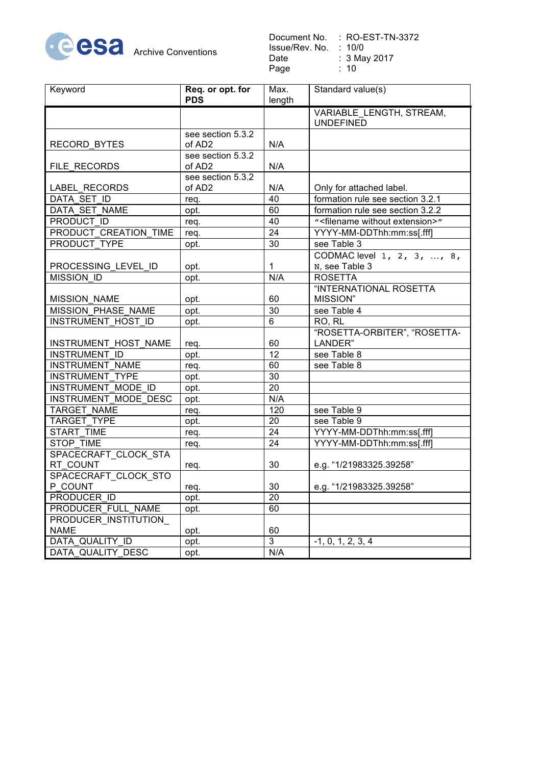| Keyword | Req. or opt. for PDS | Max. length | Standard value(s) |
|---|---|---|---|
| | | | VARIABLE_LENGTH, STREAM, UNDEFINED |
| RECORD_BYTES | see section 5.3.2 of AD2 | N/A | |
| FILE_RECORDS | see section 5.3.2 of AD2 | N/A | |
| LABEL_RECORDS | see section 5.3.2 of AD2 | N/A | Only for attached label. |
| DATA_SET_ID | req. | 40 | formation rule see section 3.2.1 |
| DATA_SET_NAME | opt. | 60 | formation rule see section 3.2.2 |
| PRODUCT_ID | req. | 40 | "<filename without extension>" |
| PRODUCT_CREATION_TIME | req. | 24 | YYYY-MM-DDThh:mm:ss[.fff] |
| PRODUCT_TYPE | opt. | 30 | see Table 3 |
| PROCESSING_LEVEL_ID | opt. | 1 | CODMAC level `1, 2, 3, …, 8, N`, see Table 3 |
| MISSION_ID | opt. | N/A | ROSETTA |
| MISSION_NAME | opt. | 60 | "INTERNATIONAL ROSETTA MISSION" |
| MISSION_PHASE_NAME | opt. | 30 | see Table 4 |
| INSTRUMENT_HOST_ID | opt. | 6 | RO, RL |
| INSTRUMENT_HOST_NAME | req. | 60 | "ROSETTA-ORBITER", "ROSETTA-LANDER" |
| INSTRUMENT_ID | opt. | 12 | see Table 8 |
| INSTRUMENT_NAME | req. | 60 | see Table 8 |
| INSTRUMENT_TYPE | opt. | 30 | |
| INSTRUMENT_MODE_ID | opt. | 20 | |
| INSTRUMENT_MODE_DESC | opt. | N/A | |
| TARGET_NAME | req. | 120 | see Table 9 |
| TARGET_TYPE | opt. | 20 | see Table 9 |
| START_TIME | req. | 24 | YYYY-MM-DDThh:mm:ss[.fff] |
| STOP_TIME | req. | 24 | YYYY-MM-DDThh:mm:ss[.fff] |
| SPACECRAFT_CLOCK_START_COUNT | req. | 30 | e.g. "1/21983325.39258" |
| SPACECRAFT_CLOCK_STOP_COUNT | req. | 30 | e.g. "1/21983325.39258" |
| PRODUCER_ID | opt. | 20 | |
| PRODUCER_FULL_NAME | opt. | 60 | |
| PRODUCER_INSTITUTION_NAME | opt. | 60 | |
| DATA_QUALITY_ID | opt. | 3 | -1, 0, 1, 2, 3, 4 |
| DATA_QUALITY_DESC | opt. | N/A | |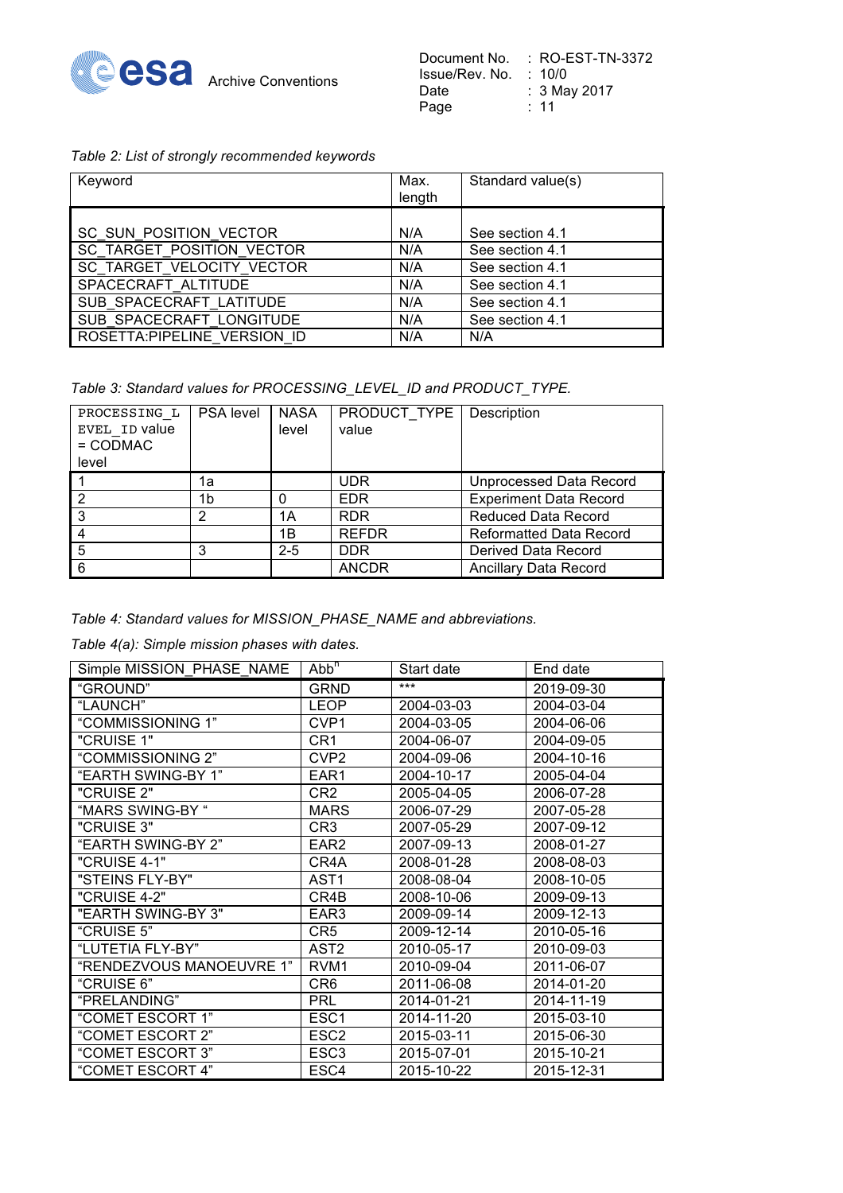*Table 2: List of strongly recommended keywords*

| Keyword | Max. length | Standard value(s) |
|---|---|---|
| SC_SUN_POSITION_VECTOR | N/A | See section 4.1 |
| SC_TARGET_POSITION_VECTOR | N/A | See section 4.1 |
| SC_TARGET_VELOCITY_VECTOR | N/A | See section 4.1 |
| SPACECRAFT_ALTITUDE | N/A | See section 4.1 |
| SUB_SPACECRAFT_LATITUDE | N/A | See section 4.1 |
| SUB_SPACECRAFT_LONGITUDE | N/A | See section 4.1 |
| ROSETTA:PIPELINE_VERSION_ID | N/A | N/A |

*Table 3: Standard values for PROCESSING_LEVEL_ID and PRODUCT_TYPE.*

| PROCESSING_LEVEL_ID value = CODMAC level | PSA level | NASA level | PRODUCT_TYPE value | Description |
|---|---|---|---|---|
| 1 | 1a | | UDR | Unprocessed Data Record |
| 2 | 1b | 0 | EDR | Experiment Data Record |
| 3 | 2 | 1A | RDR | Reduced Data Record |
| 4 | | 1B | REFDR | Reformatted Data Record |
| 5 | 3 | 2-5 | DDR | Derived Data Record |
| 6 | | | ANCDR | Ancillary Data Record |

*Table 4: Standard values for MISSION_PHASE_NAME and abbreviations.*

*Table 4(a): Simple mission phases with dates.*

| Simple MISSION_PHASE_NAME | Abb[n] | Start date | End date |
|---|---|---|---|
| "GROUND" | GRND | *** | 2019-09-30 |
| "LAUNCH" | LEOP | 2004-03-03 | 2004-03-04 |
| "COMMISSIONING 1" | CVP1 | 2004-03-05 | 2004-06-06 |
| "CRUISE 1" | CR1 | 2004-06-07 | 2004-09-05 |
| "COMMISSIONING 2" | CVP2 | 2004-09-06 | 2004-10-16 |
| "EARTH SWING-BY 1" | EAR1 | 2004-10-17 | 2005-04-04 |
| "CRUISE 2" | CR2 | 2005-04-05 | 2006-07-28 |
| "MARS SWING-BY " | MARS | 2006-07-29 | 2007-05-28 |
| "CRUISE 3" | CR3 | 2007-05-29 | 2007-09-12 |
| "EARTH SWING-BY 2" | EAR2 | 2007-09-13 | 2008-01-27 |
| "CRUISE 4-1" | CR4A | 2008-01-28 | 2008-08-03 |
| "STEINS FLY-BY" | AST1 | 2008-08-04 | 2008-10-05 |
| "CRUISE 4-2" | CR4B | 2008-10-06 | 2009-09-13 |
| "EARTH SWING-BY 3" | EAR3 | 2009-09-14 | 2009-12-13 |
| "CRUISE 5" | CR5 | 2009-12-14 | 2010-05-16 |
| "LUTETIA FLY-BY" | AST2 | 2010-05-17 | 2010-09-03 |
| "RENDEZVOUS MANOEUVRE 1" | RVM1 | 2010-09-04 | 2011-06-07 |
| "CRUISE 6" | CR6 | 2011-06-08 | 2014-01-20 |
| "PRELANDING" | PRL | 2014-01-21 | 2014-11-19 |
| "COMET ESCORT 1" | ESC1 | 2014-11-20 | 2015-03-10 |
| "COMET ESCORT 2" | ESC2 | 2015-03-11 | 2015-06-30 |
| "COMET ESCORT 3" | ESC3 | 2015-07-01 | 2015-10-21 |
| "COMET ESCORT 4" | ESC4 | 2015-10-22 | 2015-12-31 |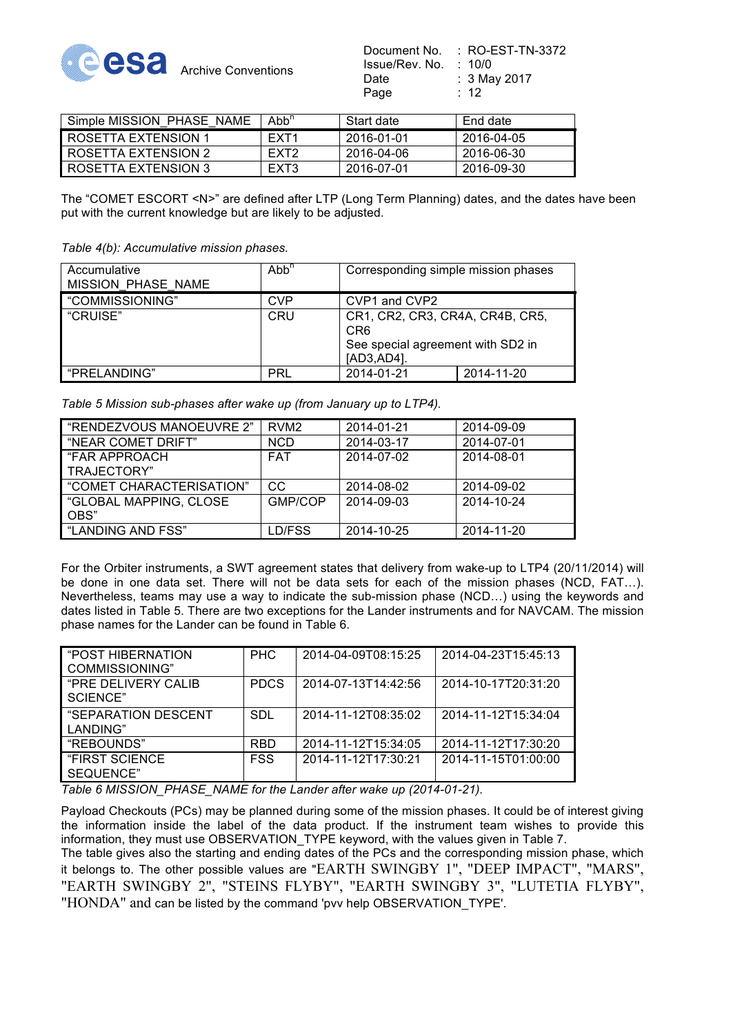| Simple MISSION_PHASE_NAME | Abb$^n$ | Start date | End date |
|---|---|---|---|
| ROSETTA EXTENSION 1 | EXT1 | 2016-01-01 | 2016-04-05 |
| ROSETTA EXTENSION 2 | EXT2 | 2016-04-06 | 2016-06-30 |
| ROSETTA EXTENSION 3 | EXT3 | 2016-07-01 | 2016-09-30 |

The "COMET ESCORT <N>" are defined after LTP (Long Term Planning) dates, and the dates have been put with the current knowledge but are likely to be adjusted.

*Table 4(b): Accumulative mission phases.*

| Accumulative MISSION_PHASE_NAME | Abb$^n$ | Corresponding simple mission phases | |
|---|---|---|---|
| "COMMISSIONING" | CVP | CVP1 and CVP2 | |
| "CRUISE" | CRU | CR1, CR2, CR3, CR4A, CR4B, CR5, CR6<br>See special agreement with SD2 in [AD3,AD4]. | |
| "PRELANDING" | PRL | 2014-01-21 | 2014-11-20 |

*Table 5 Mission sub-phases after wake up (from January up to LTP4).*

| | | | |
|---|---|---|---|
| "RENDEZVOUS MANOEUVRE 2" | RVM2 | 2014-01-21 | 2014-09-09 |
| "NEAR COMET DRIFT" | NCD | 2014-03-17 | 2014-07-01 |
| "FAR APPROACH TRAJECTORY" | FAT | 2014-07-02 | 2014-08-01 |
| "COMET CHARACTERISATION" | CC | 2014-08-02 | 2014-09-02 |
| "GLOBAL MAPPING, CLOSE OBS" | GMP/COP | 2014-09-03 | 2014-10-24 |
| "LANDING AND FSS" | LD/FSS | 2014-10-25 | 2014-11-20 |

For the Orbiter instruments, a SWT agreement states that delivery from wake-up to LTP4 (20/11/2014) will be done in one data set. There will not be data sets for each of the mission phases (NCD, FAT…). Nevertheless, teams may use a way to indicate the sub-mission phase (NCD…) using the keywords and dates listed in Table 5. There are two exceptions for the Lander instruments and for NAVCAM. The mission phase names for the Lander can be found in Table 6.

| | | | |
|---|---|---|---|
| "POST HIBERNATION COMMISSIONING" | PHC | 2014-04-09T08:15:25 | 2014-04-23T15:45:13 |
| "PRE DELIVERY CALIB SCIENCE" | PDCS | 2014-07-13T14:42:56 | 2014-10-17T20:31:20 |
| "SEPARATION DESCENT LANDING" | SDL | 2014-11-12T08:35:02 | 2014-11-12T15:34:04 |
| "REBOUNDS" | RBD | 2014-11-12T15:34:05 | 2014-11-12T17:30:20 |
| "FIRST SCIENCE SEQUENCE" | FSS | 2014-11-12T17:30:21 | 2014-11-15T01:00:00 |

*Table 6 MISSION_PHASE_NAME for the Lander after wake up (2014-01-21).*

Payload Checkouts (PCs) may be planned during some of the mission phases. It could be of interest giving the information inside the label of the data product. If the instrument team wishes to provide this information, they must use OBSERVATION_TYPE keyword, with the values given in Table 7.
The table gives also the starting and ending dates of the PCs and the corresponding mission phase, which it belongs to. The other possible values are "EARTH SWINGBY 1", "DEEP IMPACT", "MARS", "EARTH SWINGBY 2", "STEINS FLYBY", "EARTH SWINGBY 3", "LUTETIA FLYBY", "HONDA" and can be listed by the command 'pvv help OBSERVATION_TYPE'.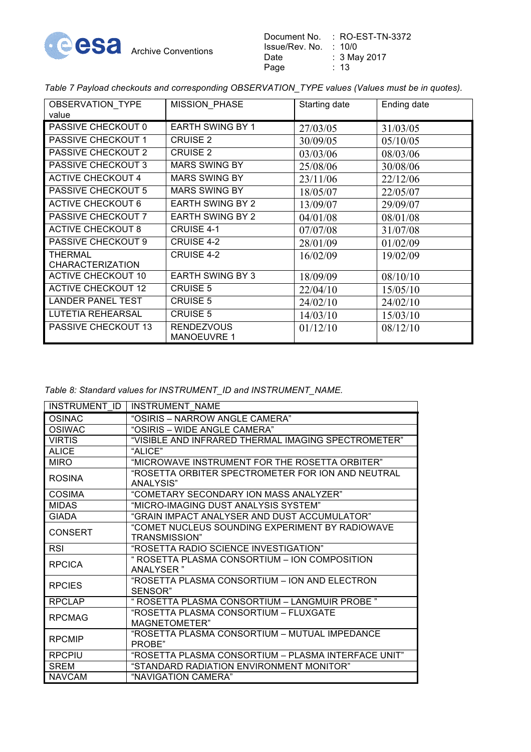*Table 7 Payload checkouts and corresponding OBSERVATION_TYPE values (Values must be in quotes).*

| OBSERVATION_TYPE value | MISSION_PHASE | Starting date | Ending date |
|---|---|---|---|
| PASSIVE CHECKOUT 0 | EARTH SWING BY 1 | 27/03/05 | 31/03/05 |
| PASSIVE CHECKOUT 1 | CRUISE 2 | 30/09/05 | 05/10/05 |
| PASSIVE CHECKOUT 2 | CRUISE 2 | 03/03/06 | 08/03/06 |
| PASSIVE CHECKOUT 3 | MARS SWING BY | 25/08/06 | 30/08/06 |
| ACTIVE CHECKOUT 4 | MARS SWING BY | 23/11/06 | 22/12/06 |
| PASSIVE CHECKOUT 5 | MARS SWING BY | 18/05/07 | 22/05/07 |
| ACTIVE CHECKOUT 6 | EARTH SWING BY 2 | 13/09/07 | 29/09/07 |
| PASSIVE CHECKOUT 7 | EARTH SWING BY 2 | 04/01/08 | 08/01/08 |
| ACTIVE CHECKOUT 8 | CRUISE 4-1 | 07/07/08 | 31/07/08 |
| PASSIVE CHECKOUT 9 | CRUISE 4-2 | 28/01/09 | 01/02/09 |
| THERMAL CHARACTERIZATION | CRUISE 4-2 | 16/02/09 | 19/02/09 |
| ACTIVE CHECKOUT 10 | EARTH SWING BY 3 | 18/09/09 | 08/10/10 |
| ACTIVE CHECKOUT 12 | CRUISE 5 | 22/04/10 | 15/05/10 |
| LANDER PANEL TEST | CRUISE 5 | 24/02/10 | 24/02/10 |
| LUTETIA REHEARSAL | CRUISE 5 | 14/03/10 | 15/03/10 |
| PASSIVE CHECKOUT 13 | RENDEZVOUS MANOEUVRE 1 | 01/12/10 | 08/12/10 |

*Table 8: Standard values for INSTRUMENT_ID and INSTRUMENT_NAME.*

| INSTRUMENT_ID | INSTRUMENT_NAME |
|---|---|
| OSINAC | "OSIRIS – NARROW ANGLE CAMERA" |
| OSIWAC | "OSIRIS – WIDE ANGLE CAMERA" |
| VIRTIS | "VISIBLE AND INFRARED THERMAL IMAGING SPECTROMETER" |
| ALICE | "ALICE" |
| MIRO | "MICROWAVE INSTRUMENT FOR THE ROSETTA ORBITER" |
| ROSINA | "ROSETTA ORBITER SPECTROMETER FOR ION AND NEUTRAL ANALYSIS" |
| COSIMA | "COMETARY SECONDARY ION MASS ANALYZER" |
| MIDAS | "MICRO-IMAGING DUST ANALYSIS SYSTEM" |
| GIADA | "GRAIN IMPACT ANALYSER AND DUST ACCUMULATOR" |
| CONSERT | "COMET NUCLEUS SOUNDING EXPERIMENT BY RADIOWAVE TRANSMISSION" |
| RSI | "ROSETTA RADIO SCIENCE INVESTIGATION" |
| RPCICA | " ROSETTA PLASMA CONSORTIUM – ION COMPOSITION ANALYSER " |
| RPCIES | "ROSETTA PLASMA CONSORTIUM – ION AND ELECTRON SENSOR" |
| RPCLAP | " ROSETTA PLASMA CONSORTIUM – LANGMUIR PROBE " |
| RPCMAG | "ROSETTA PLASMA CONSORTIUM – FLUXGATE MAGNETOMETER" |
| RPCMIP | "ROSETTA PLASMA CONSORTIUM – MUTUAL IMPEDANCE PROBE" |
| RPCPIU | "ROSETTA PLASMA CONSORTIUM – PLASMA INTERFACE UNIT" |
| SREM | "STANDARD RADIATION ENVIRONMENT MONITOR" |
| NAVCAM | "NAVIGATION CAMERA" |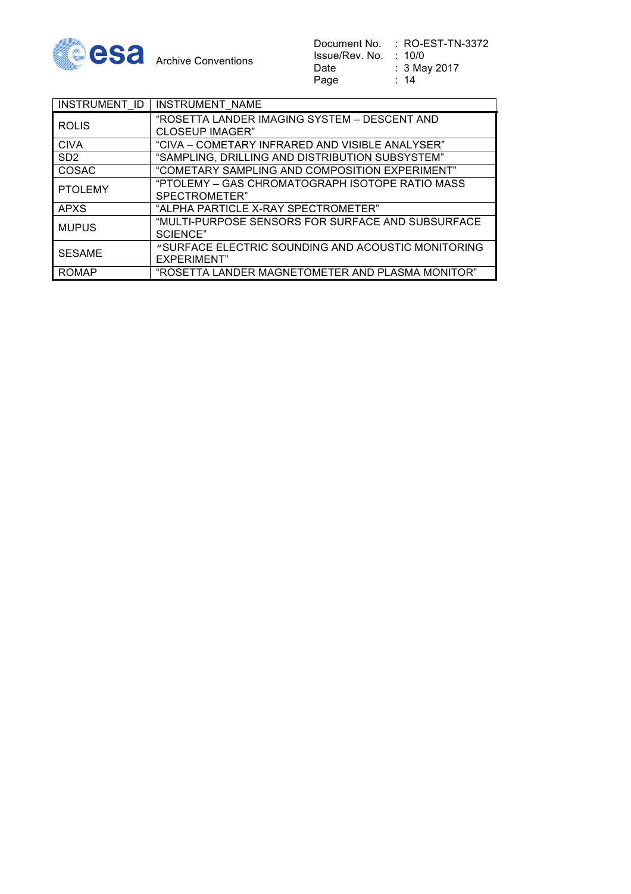| INSTRUMENT_ID | INSTRUMENT_NAME |
|---|---|
| ROLIS | "ROSETTA LANDER IMAGING SYSTEM – DESCENT AND CLOSEUP IMAGER" |
| CIVA | "CIVA – COMETARY INFRARED AND VISIBLE ANALYSER" |
| SD2 | "SAMPLING, DRILLING AND DISTRIBUTION SUBSYSTEM" |
| COSAC | "COMETARY SAMPLING AND COMPOSITION EXPERIMENT" |
| PTOLEMY | "PTOLEMY – GAS CHROMATOGRAPH ISOTOPE RATIO MASS SPECTROMETER" |
| APXS | "ALPHA PARTICLE X-RAY SPECTROMETER" |
| MUPUS | "MULTI-PURPOSE SENSORS FOR SURFACE AND SUBSURFACE SCIENCE" |
| SESAME | "SURFACE ELECTRIC SOUNDING AND ACOUSTIC MONITORING EXPERIMENT" |
| ROMAP | "ROSETTA LANDER MAGNETOMETER AND PLASMA MONITOR" |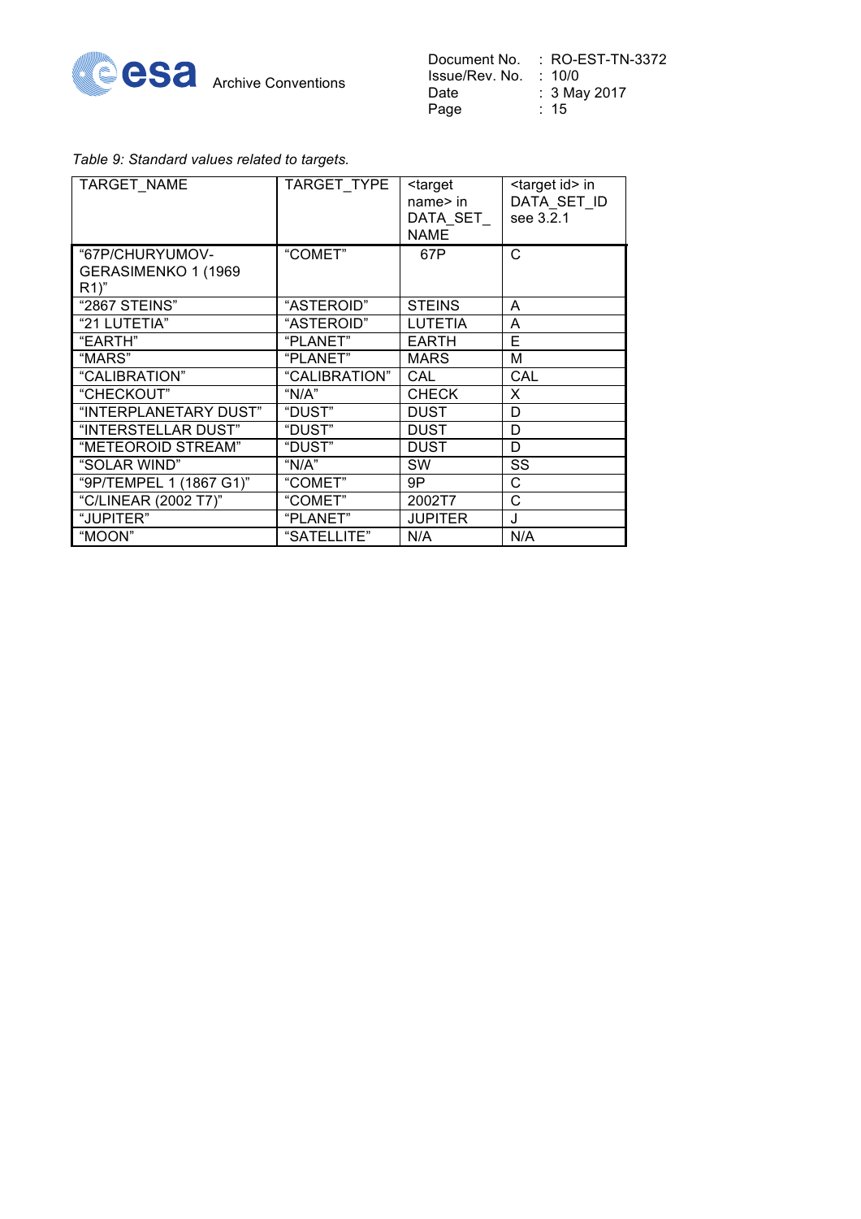*Table 9: Standard values related to targets.*

| TARGET_NAME | TARGET_TYPE | <target name> in DATA_SET_NAME | <target id> in DATA_SET_ID see 3.2.1 |
|---|---|---|---|
| "67P/CHURYUMOV-GERASIMENKO 1 (1969 R1)" | "COMET" | 67P | C |
| "2867 STEINS" | "ASTEROID" | STEINS | A |
| "21 LUTETIA" | "ASTEROID" | LUTETIA | A |
| "EARTH" | "PLANET" | EARTH | E |
| "MARS" | "PLANET" | MARS | M |
| "CALIBRATION" | "CALIBRATION" | CAL | CAL |
| "CHECKOUT" | "N/A" | CHECK | X |
| "INTERPLANETARY DUST" | "DUST" | DUST | D |
| "INTERSTELLAR DUST" | "DUST" | DUST | D |
| "METEOROID STREAM" | "DUST" | DUST | D |
| "SOLAR WIND" | "N/A" | SW | SS |
| "9P/TEMPEL 1 (1867 G1)" | "COMET" | 9P | C |
| "C/LINEAR (2002 T7)" | "COMET" | 2002T7 | C |
| "JUPITER" | "PLANET" | JUPITER | J |
| "MOON" | "SATELLITE" | N/A | N/A |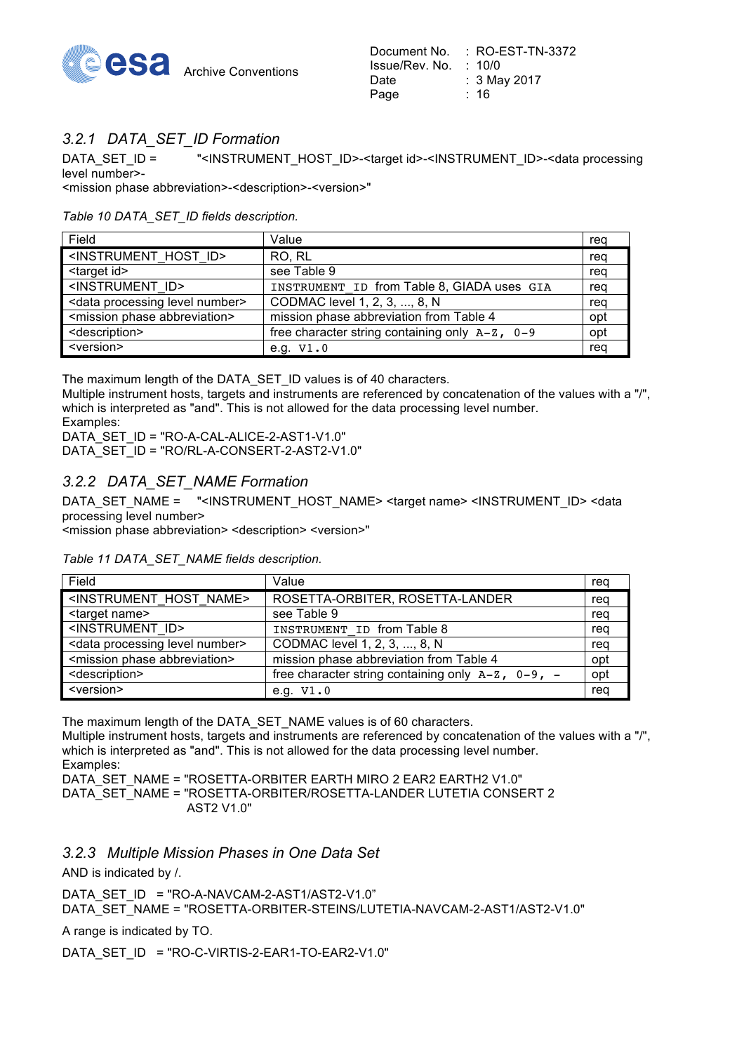### 3.2.1 DATA_SET_ID Formation

DATA_SET_ID = "<INSTRUMENT_HOST_ID>-<target id>-<INSTRUMENT_ID>-<data processing level number>-<mission phase abbreviation>-<description>-<version>"

*Table 10 DATA_SET_ID fields description.*

| Field | Value | req |
|---|---|---|
| <INSTRUMENT_HOST_ID> | RO, RL | req |
| <target id> | see Table 9 | req |
| <INSTRUMENT_ID> | `INSTRUMENT_ID` from Table 8, GIADA uses `GIA` | req |
| <data processing level number> | CODMAC level 1, 2, 3, ..., 8, N | req |
| <mission phase abbreviation> | mission phase abbreviation from Table 4 | opt |
| <description> | free character string containing only `A-Z, 0-9` | opt |
| <version> | e.g. `V1.0` | req |

The maximum length of the DATA_SET_ID values is of 40 characters.
Multiple instrument hosts, targets and instruments are referenced by concatenation of the values with a "/", which is interpreted as "and". This is not allowed for the data processing level number.
Examples:
DATA_SET_ID = "RO-A-CAL-ALICE-2-AST1-V1.0"
DATA_SET_ID = "RO/RL-A-CONSERT-2-AST2-V1.0"

### 3.2.2 DATA_SET_NAME Formation

DATA_SET_NAME = "<INSTRUMENT_HOST_NAME> <target name> <INSTRUMENT_ID> <data processing level number> <mission phase abbreviation> <description> <version>"

*Table 11 DATA_SET_NAME fields description.*

| Field | Value | req |
|---|---|---|
| <INSTRUMENT_HOST_NAME> | ROSETTA-ORBITER, ROSETTA-LANDER | req |
| <target name> | see Table 9 | req |
| <INSTRUMENT_ID> | `INSTRUMENT_ID` from Table 8 | req |
| <data processing level number> | CODMAC level 1, 2, 3, ..., 8, N | req |
| <mission phase abbreviation> | mission phase abbreviation from Table 4 | opt |
| <description> | free character string containing only `A-Z, 0-9, -` | opt |
| <version> | e.g. `V1.0` | req |

The maximum length of the DATA_SET_NAME values is of 60 characters.
Multiple instrument hosts, targets and instruments are referenced by concatenation of the values with a "/", which is interpreted as "and". This is not allowed for the data processing level number.
Examples:
DATA_SET_NAME = "ROSETTA-ORBITER EARTH MIRO 2 EAR2 EARTH2 V1.0"
DATA_SET_NAME = "ROSETTA-ORBITER/ROSETTA-LANDER LUTETIA CONSERT 2 AST2 V1.0"

### 3.2.3 Multiple Mission Phases in One Data Set

AND is indicated by /.

DATA_SET_ID = "RO-A-NAVCAM-2-AST1/AST2-V1.0"
DATA_SET_NAME = "ROSETTA-ORBITER-STEINS/LUTETIA-NAVCAM-2-AST1/AST2-V1.0"

A range is indicated by TO.

DATA_SET_ID = "RO-C-VIRTIS-2-EAR1-TO-EAR2-V1.0"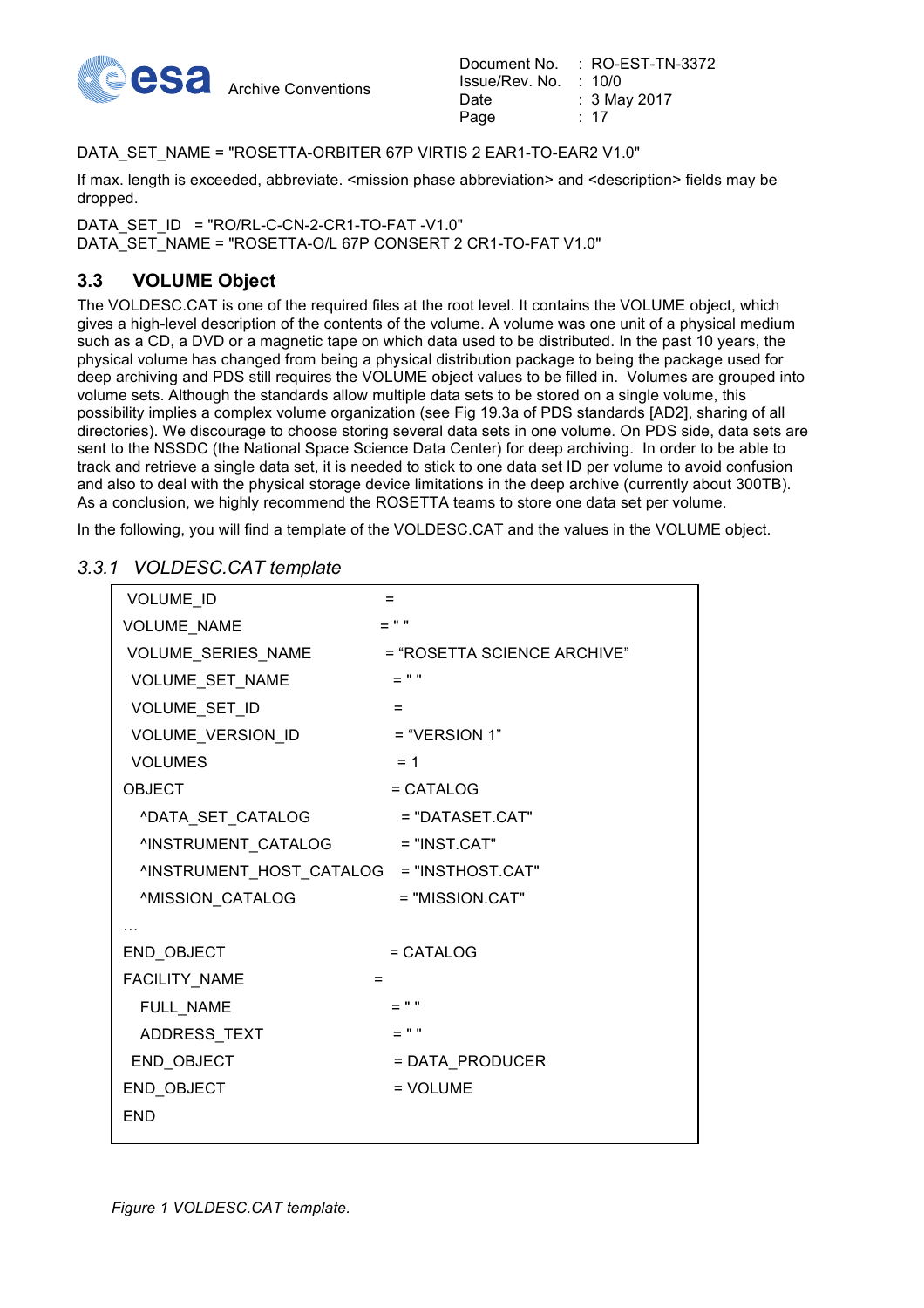DATA_SET_NAME = "ROSETTA-ORBITER 67P VIRTIS 2 EAR1-TO-EAR2 V1.0"

If max. length is exceeded, abbreviate. <mission phase abbreviation> and <description> fields may be dropped.

DATA_SET_ID = "RO/RL-C-CN-2-CR1-TO-FAT -V1.0"
DATA_SET_NAME = "ROSETTA-O/L 67P CONSERT 2 CR1-TO-FAT V1.0"

## 3.3 VOLUME Object

The VOLDESC.CAT is one of the required files at the root level. It contains the VOLUME object, which gives a high-level description of the contents of the volume. A volume was one unit of a physical medium such as a CD, a DVD or a magnetic tape on which data used to be distributed. In the past 10 years, the physical volume has changed from being a physical distribution package to being the package used for deep archiving and PDS still requires the VOLUME object values to be filled in. Volumes are grouped into volume sets. Although the standards allow multiple data sets to be stored on a single volume, this possibility implies a complex volume organization (see Fig 19.3a of PDS standards [AD2], sharing of all directories). We discourage to choose storing several data sets in one volume. On PDS side, data sets are sent to the NSSDC (the National Space Science Data Center) for deep archiving. In order to be able to track and retrieve a single data set, it is needed to stick to one data set ID per volume to avoid confusion and also to deal with the physical storage device limitations in the deep archive (currently about 300TB). As a conclusion, we highly recommend the ROSETTA teams to store one data set per volume.

In the following, you will find a template of the VOLDESC.CAT and the values in the VOLUME object.

### 3.3.1 VOLDESC.CAT template

```
VOLUME_ID                     =
VOLUME_NAME                   = " "
VOLUME_SERIES_NAME            = "ROSETTA SCIENCE ARCHIVE"
VOLUME_SET_NAME               = " "
VOLUME_SET_ID                 =
VOLUME_VERSION_ID             = "VERSION 1"
VOLUMES                       = 1
OBJECT                        = CATALOG
  ^DATA_SET_CATALOG           = "DATASET.CAT"
  ^INSTRUMENT_CATALOG         = "INST.CAT"
  ^INSTRUMENT_HOST_CATALOG    = "INSTHOST.CAT"
  ^MISSION_CATALOG            = "MISSION.CAT"
…
END_OBJECT                    = CATALOG
FACILITY_NAME                 =
  FULL_NAME                   = " "
  ADDRESS_TEXT                = " "
 END_OBJECT                   = DATA_PRODUCER
END_OBJECT                    = VOLUME
END
```

*Figure 1 VOLDESC.CAT template.*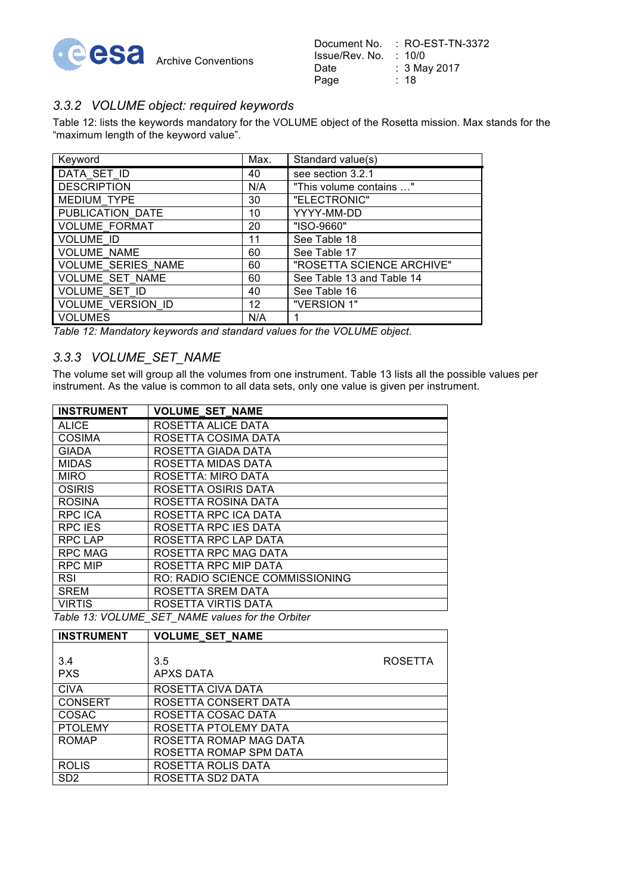### 3.3.2 VOLUME object: required keywords

Table 12: lists the keywords mandatory for the VOLUME object of the Rosetta mission. Max stands for the "maximum length of the keyword value".

| Keyword | Max. | Standard value(s) |
|---|---|---|
| DATA_SET_ID | 40 | see section 3.2.1 |
| DESCRIPTION | N/A | "This volume contains …" |
| MEDIUM_TYPE | 30 | "ELECTRONIC" |
| PUBLICATION_DATE | 10 | YYYY-MM-DD |
| VOLUME_FORMAT | 20 | "ISO-9660" |
| VOLUME_ID | 11 | See Table 18 |
| VOLUME_NAME | 60 | See Table 17 |
| VOLUME_SERIES_NAME | 60 | "ROSETTA SCIENCE ARCHIVE" |
| VOLUME_SET_NAME | 60 | See Table 13 and Table 14 |
| VOLUME_SET_ID | 40 | See Table 16 |
| VOLUME_VERSION_ID | 12 | "VERSION 1" |
| VOLUMES | N/A | 1 |

*Table 12: Mandatory keywords and standard values for the VOLUME object.*

### 3.3.3 VOLUME_SET_NAME

The volume set will group all the volumes from one instrument. Table 13 lists all the possible values per instrument. As the value is common to all data sets, only one value is given per instrument.

| INSTRUMENT | VOLUME_SET_NAME |
|---|---|
| ALICE | ROSETTA ALICE DATA |
| COSIMA | ROSETTA COSIMA DATA |
| GIADA | ROSETTA GIADA DATA |
| MIDAS | ROSETTA MIDAS DATA |
| MIRO | ROSETTA: MIRO DATA |
| OSIRIS | ROSETTA OSIRIS DATA |
| ROSINA | ROSETTA ROSINA DATA |
| RPC ICA | ROSETTA RPC ICA DATA |
| RPC IES | ROSETTA RPC IES DATA |
| RPC LAP | ROSETTA RPC LAP DATA |
| RPC MAG | ROSETTA RPC MAG DATA |
| RPC MIP | ROSETTA RPC MIP DATA |
| RSI | RO: RADIO SCIENCE COMMISSIONING |
| SREM | ROSETTA SREM DATA |
| VIRTIS | ROSETTA VIRTIS DATA |

*Table 13: VOLUME_SET_NAME values for the Orbiter*

| INSTRUMENT | VOLUME_SET_NAME |
|---|---|
| 3.4 PXS | 3.5 ROSETTA APXS DATA |
| CIVA | ROSETTA CIVA DATA |
| CONSERT | ROSETTA CONSERT DATA |
| COSAC | ROSETTA COSAC DATA |
| PTOLEMY | ROSETTA PTOLEMY DATA |
| ROMAP | ROSETTA ROMAP MAG DATA<br>ROSETTA ROMAP SPM DATA |
| ROLIS | ROSETTA ROLIS DATA |
| SD2 | ROSETTA SD2 DATA |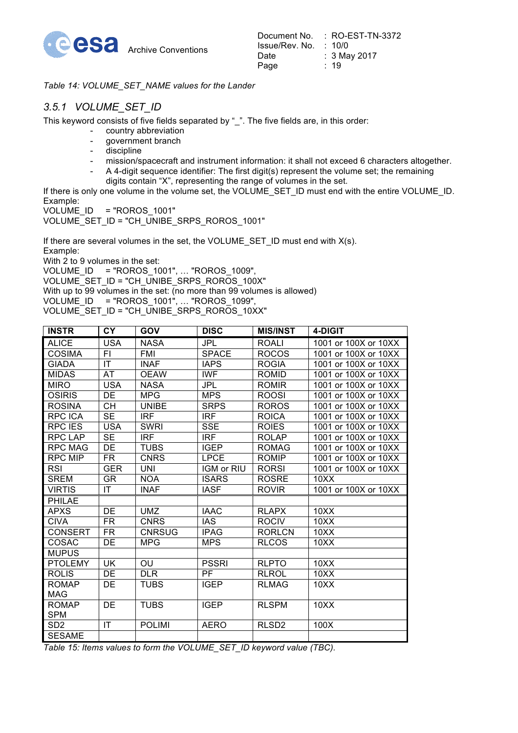*Table 14: VOLUME_SET_NAME values for the Lander*

### 3.5.1 VOLUME_SET_ID

This keyword consists of five fields separated by "_". The five fields are, in this order:

- country abbreviation
- government branch
- discipline
- mission/spacecraft and instrument information: it shall not exceed 6 characters altogether.
- A 4-digit sequence identifier: The first digit(s) represent the volume set; the remaining digits contain "X", representing the range of volumes in the set.

If there is only one volume in the volume set, the VOLUME_SET_ID must end with the entire VOLUME_ID.
Example:
VOLUME_ID = "ROROS_1001"
VOLUME_SET_ID = "CH_UNIBE_SRPS_ROROS_1001"

If there are several volumes in the set, the VOLUME_SET_ID must end with X(s).
Example:
With 2 to 9 volumes in the set:
VOLUME_ID = "ROROS_1001", … "ROROS_1009",
VOLUME_SET_ID = "CH_UNIBE_SRPS_ROROS_100X"
With up to 99 volumes in the set: (no more than 99 volumes is allowed)
VOLUME_ID = "ROROS_1001", … "ROROS_1099",
VOLUME_SET_ID = "CH_UNIBE_SRPS_ROROS_10XX"

| INSTR | CY | GOV | DISC | MIS/INST | 4-DIGIT |
|---|---|---|---|---|---|
| ALICE | USA | NASA | JPL | ROALI | 1001 or 100X or 10XX |
| COSIMA | FI | FMI | SPACE | ROCOS | 1001 or 100X or 10XX |
| GIADA | IT | INAF | IAPS | ROGIA | 1001 or 100X or 10XX |
| MIDAS | AT | OEAW | IWF | ROMID | 1001 or 100X or 10XX |
| MIRO | USA | NASA | JPL | ROMIR | 1001 or 100X or 10XX |
| OSIRIS | DE | MPG | MPS | ROOSI | 1001 or 100X or 10XX |
| ROSINA | CH | UNIBE | SRPS | ROROS | 1001 or 100X or 10XX |
| RPC ICA | SE | IRF | IRF | ROICA | 1001 or 100X or 10XX |
| RPC IES | USA | SWRI | SSE | ROIES | 1001 or 100X or 10XX |
| RPC LAP | SE | IRF | IRF | ROLAP | 1001 or 100X or 10XX |
| RPC MAG | DE | TUBS | IGEP | ROMAG | 1001 or 100X or 10XX |
| RPC MIP | FR | CNRS | LPCE | ROMIP | 1001 or 100X or 10XX |
| RSI | GER | UNI | IGM or RIU | RORSI | 1001 or 100X or 10XX |
| SREM | GR | NOA | ISARS | ROSRE | 10XX |
| VIRTIS | IT | INAF | IASF | ROVIR | 1001 or 100X or 10XX |
| PHILAE | | | | | |
| APXS | DE | UMZ | IAAC | RLAPX | 10XX |
| CIVA | FR | CNRS | IAS | ROCIV | 10XX |
| CONSERT | FR | CNRSUG | IPAG | RORLCN | 10XX |
| COSAC | DE | MPG | MPS | RLCOS | 10XX |
| MUPUS | | | | | |
| PTOLEMY | UK | OU | PSSRI | RLPTO | 10XX |
| ROLIS | DE | DLR | PF | RLROL | 10XX |
| ROMAP MAG | DE | TUBS | IGEP | RLMAG | 10XX |
| ROMAP SPM | DE | TUBS | IGEP | RLSPM | 10XX |
| SD2 | IT | POLIMI | AERO | RLSD2 | 100X |
| SESAME | | | | | |

*Table 15: Items values to form the VOLUME_SET_ID keyword value (TBC).*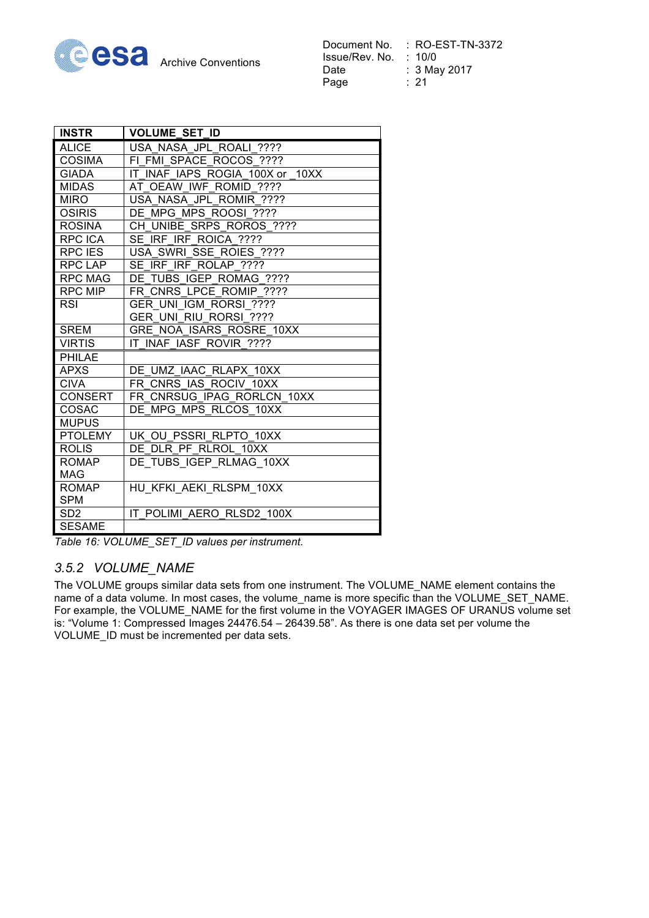| INSTR | VOLUME_SET_ID |
|---|---|
| ALICE | USA_NASA_JPL_ROALI_???? |
| COSIMA | FI_FMI_SPACE_ROCOS_???? |
| GIADA | IT_INAF_IAPS_ROGIA_100X or _10XX |
| MIDAS | AT_OEAW_IWF_ROMID_???? |
| MIRO | USA_NASA_JPL_ROMIR_???? |
| OSIRIS | DE_MPG_MPS_ROOSI_???? |
| ROSINA | CH_UNIBE_SRPS_ROROS_???? |
| RPC ICA | SE_IRF_IRF_ROICA_???? |
| RPC IES | USA_SWRI_SSE_ROIES_???? |
| RPC LAP | SE_IRF_IRF_ROLAP_???? |
| RPC MAG | DE_TUBS_IGEP_ROMAG_???? |
| RPC MIP | FR_CNRS_LPCE_ROMIP_???? |
| RSI | GER_UNI_IGM_RORSI_????<br>GER_UNI_RIU_RORSI_???? |
| SREM | GRE_NOA_ISARS_ROSRE_10XX |
| VIRTIS | IT_INAF_IASF_ROVIR_???? |
| PHILAE | |
| APXS | DE_UMZ_IAAC_RLAPX_10XX |
| CIVA | FR_CNRS_IAS_ROCIV_10XX |
| CONSERT | FR_CNRSUG_IPAG_RORLCN_10XX |
| COSAC | DE_MPG_MPS_RLCOS_10XX |
| MUPUS | |
| PTOLEMY | UK_OU_PSSRI_RLPTO_10XX |
| ROLIS | DE_DLR_PF_RLROL_10XX |
| ROMAP MAG | DE_TUBS_IGEP_RLMAG_10XX |
| ROMAP SPM | HU_KFKI_AEKI_RLSPM_10XX |
| SD2 | IT_POLIMI_AERO_RLSD2_100X |
| SESAME | |

*Table 16: VOLUME_SET_ID values per instrument.*

### 3.5.2 VOLUME_NAME

The VOLUME groups similar data sets from one instrument. The VOLUME_NAME element contains the name of a data volume. In most cases, the volume_name is more specific than the VOLUME_SET_NAME. For example, the VOLUME_NAME for the first volume in the VOYAGER IMAGES OF URANUS volume set is: "Volume 1: Compressed Images 24476.54 – 26439.58". As there is one data set per volume the VOLUME_ID must be incremented per data sets.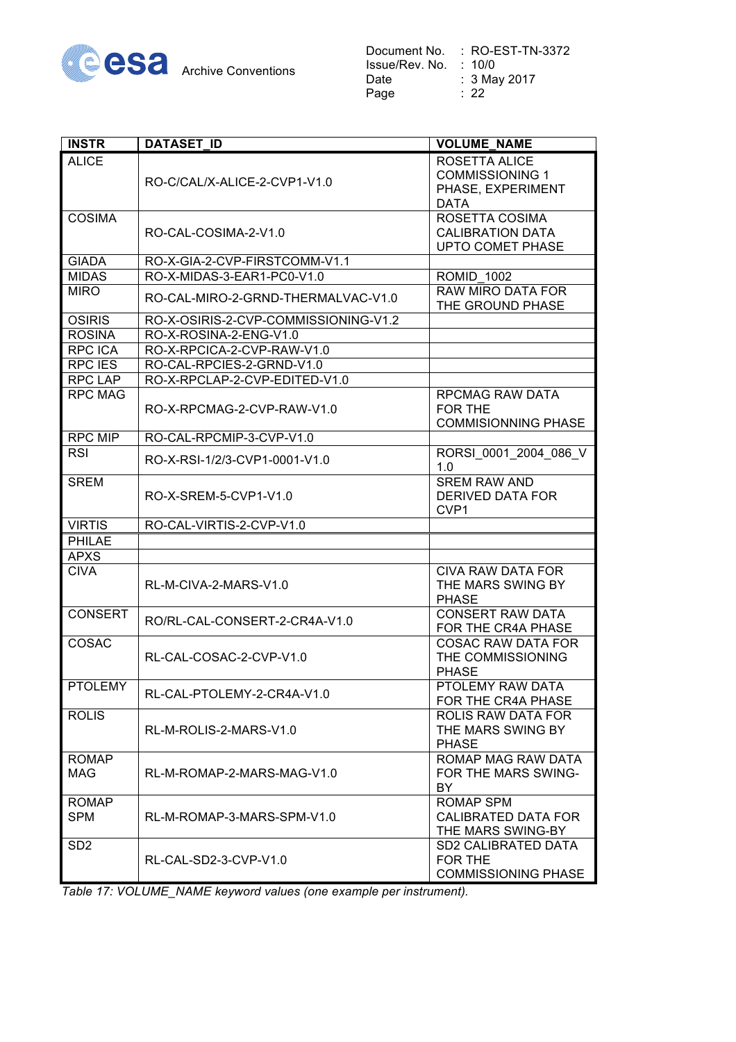| INSTR | DATASET_ID | VOLUME_NAME |
|---|---|---|
| ALICE | RO-C/CAL/X-ALICE-2-CVP1-V1.0 | ROSETTA ALICE COMMISSIONING 1 PHASE, EXPERIMENT DATA |
| COSIMA | RO-CAL-COSIMA-2-V1.0 | ROSETTA COSIMA CALIBRATION DATA UPTO COMET PHASE |
| GIADA | RO-X-GIA-2-CVP-FIRSTCOMM-V1.1 | |
| MIDAS | RO-X-MIDAS-3-EAR1-PC0-V1.0 | ROMID_1002 |
| MIRO | RO-CAL-MIRO-2-GRND-THERMALVAC-V1.0 | RAW MIRO DATA FOR THE GROUND PHASE |
| OSIRIS | RO-X-OSIRIS-2-CVP-COMMISSIONING-V1.2 | |
| ROSINA | RO-X-ROSINA-2-ENG-V1.0 | |
| RPC ICA | RO-X-RPCICA-2-CVP-RAW-V1.0 | |
| RPC IES | RO-CAL-RPCIES-2-GRND-V1.0 | |
| RPC LAP | RO-X-RPCLAP-2-CVP-EDITED-V1.0 | |
| RPC MAG | RO-X-RPCMAG-2-CVP-RAW-V1.0 | RPCMAG RAW DATA FOR THE COMMISIONNING PHASE |
| RPC MIP | RO-CAL-RPCMIP-3-CVP-V1.0 | |
| RSI | RO-X-RSI-1/2/3-CVP1-0001-V1.0 | RORSI_0001_2004_086_V 1.0 |
| SREM | RO-X-SREM-5-CVP1-V1.0 | SREM RAW AND DERIVED DATA FOR CVP1 |
| VIRTIS | RO-CAL-VIRTIS-2-CVP-V1.0 | |
| PHILAE | | |
| APXS | | |
| CIVA | RL-M-CIVA-2-MARS-V1.0 | CIVA RAW DATA FOR THE MARS SWING BY PHASE |
| CONSERT | RO/RL-CAL-CONSERT-2-CR4A-V1.0 | CONSERT RAW DATA FOR THE CR4A PHASE |
| COSAC | RL-CAL-COSAC-2-CVP-V1.0 | COSAC RAW DATA FOR THE COMMISSIONING PHASE |
| PTOLEMY | RL-CAL-PTOLEMY-2-CR4A-V1.0 | PTOLEMY RAW DATA FOR THE CR4A PHASE |
| ROLIS | RL-M-ROLIS-2-MARS-V1.0 | ROLIS RAW DATA FOR THE MARS SWING BY PHASE |
| ROMAP MAG | RL-M-ROMAP-2-MARS-MAG-V1.0 | ROMAP MAG RAW DATA FOR THE MARS SWING-BY |
| ROMAP SPM | RL-M-ROMAP-3-MARS-SPM-V1.0 | ROMAP SPM CALIBRATED DATA FOR THE MARS SWING-BY |
| SD2 | RL-CAL-SD2-3-CVP-V1.0 | SD2 CALIBRATED DATA FOR THE COMMISSIONING PHASE |

*Table 17: VOLUME_NAME keyword values (one example per instrument).*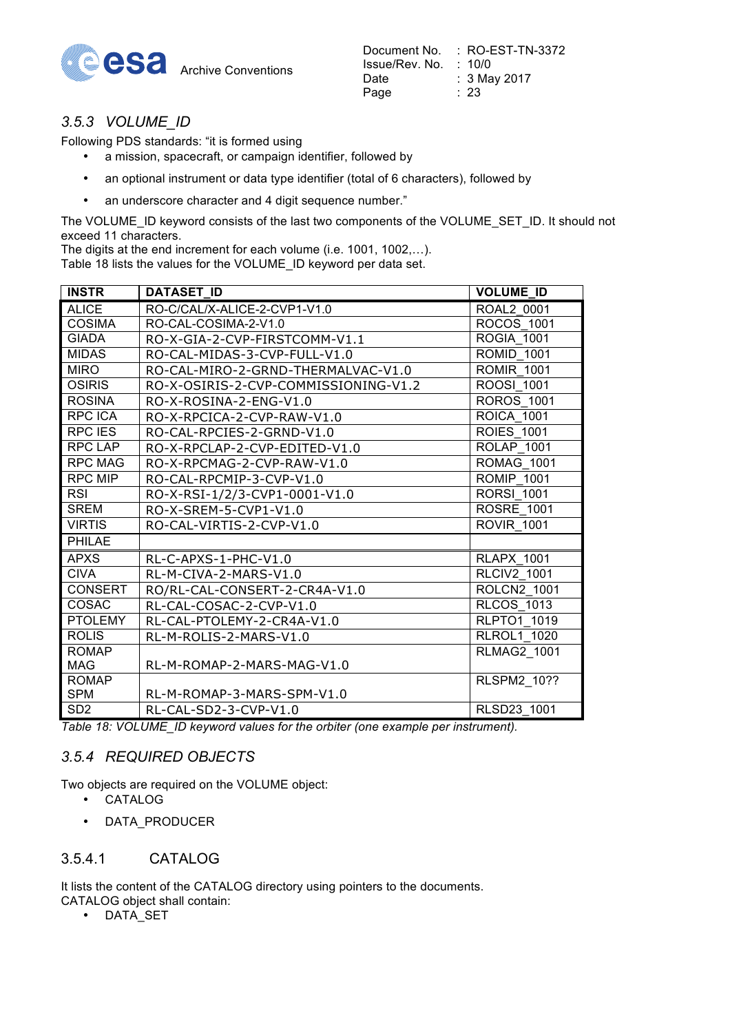### 3.5.3 VOLUME_ID

Following PDS standards: "it is formed using

- a mission, spacecraft, or campaign identifier, followed by
- an optional instrument or data type identifier (total of 6 characters), followed by
- an underscore character and 4 digit sequence number."

The VOLUME_ID keyword consists of the last two components of the VOLUME_SET_ID. It should not exceed 11 characters.
The digits at the end increment for each volume (i.e. 1001, 1002,…).
Table 18 lists the values for the VOLUME_ID keyword per data set.

| INSTR | DATASET_ID | VOLUME_ID |
|---|---|---|
| ALICE | RO-C/CAL/X-ALICE-2-CVP1-V1.0 | ROAL2_0001 |
| COSIMA | RO-CAL-COSIMA-2-V1.0 | ROCOS_1001 |
| GIADA | RO-X-GIA-2-CVP-FIRSTCOMM-V1.1 | ROGIA_1001 |
| MIDAS | RO-CAL-MIDAS-3-CVP-FULL-V1.0 | ROMID_1001 |
| MIRO | RO-CAL-MIRO-2-GRND-THERMALVAC-V1.0 | ROMIR_1001 |
| OSIRIS | RO-X-OSIRIS-2-CVP-COMMISSIONING-V1.2 | ROOSI_1001 |
| ROSINA | RO-X-ROSINA-2-ENG-V1.0 | ROROS_1001 |
| RPC ICA | RO-X-RPCICA-2-CVP-RAW-V1.0 | ROICA_1001 |
| RPC IES | RO-CAL-RPCIES-2-GRND-V1.0 | ROIES_1001 |
| RPC LAP | RO-X-RPCLAP-2-CVP-EDITED-V1.0 | ROLAP_1001 |
| RPC MAG | RO-X-RPCMAG-2-CVP-RAW-V1.0 | ROMAG_1001 |
| RPC MIP | RO-CAL-RPCMIP-3-CVP-V1.0 | ROMIP_1001 |
| RSI | RO-X-RSI-1/2/3-CVP1-0001-V1.0 | RORSI_1001 |
| SREM | RO-X-SREM-5-CVP1-V1.0 | ROSRE_1001 |
| VIRTIS | RO-CAL-VIRTIS-2-CVP-V1.0 | ROVIR_1001 |
| PHILAE | | |
| APXS | RL-C-APXS-1-PHC-V1.0 | RLAPX_1001 |
| CIVA | RL-M-CIVA-2-MARS-V1.0 | RLCIV2_1001 |
| CONSERT | RO/RL-CAL-CONSERT-2-CR4A-V1.0 | ROLCN2_1001 |
| COSAC | RL-CAL-COSAC-2-CVP-V1.0 | RLCOS_1013 |
| PTOLEMY | RL-CAL-PTOLEMY-2-CR4A-V1.0 | RLPTO1_1019 |
| ROLIS | RL-M-ROLIS-2-MARS-V1.0 | RLROL1_1020 |
| ROMAP MAG | RL-M-ROMAP-2-MARS-MAG-V1.0 | RLMAG2_1001 |
| ROMAP SPM | RL-M-ROMAP-3-MARS-SPM-V1.0 | RLSPM2_10?? |
| SD2 | RL-CAL-SD2-3-CVP-V1.0 | RLSD23_1001 |

*Table 18: VOLUME_ID keyword values for the orbiter (one example per instrument).*

### 3.5.4 REQUIRED OBJECTS

Two objects are required on the VOLUME object:

- CATALOG
- DATA_PRODUCER

#### 3.5.4.1 CATALOG

It lists the content of the CATALOG directory using pointers to the documents.
CATALOG object shall contain:

- DATA_SET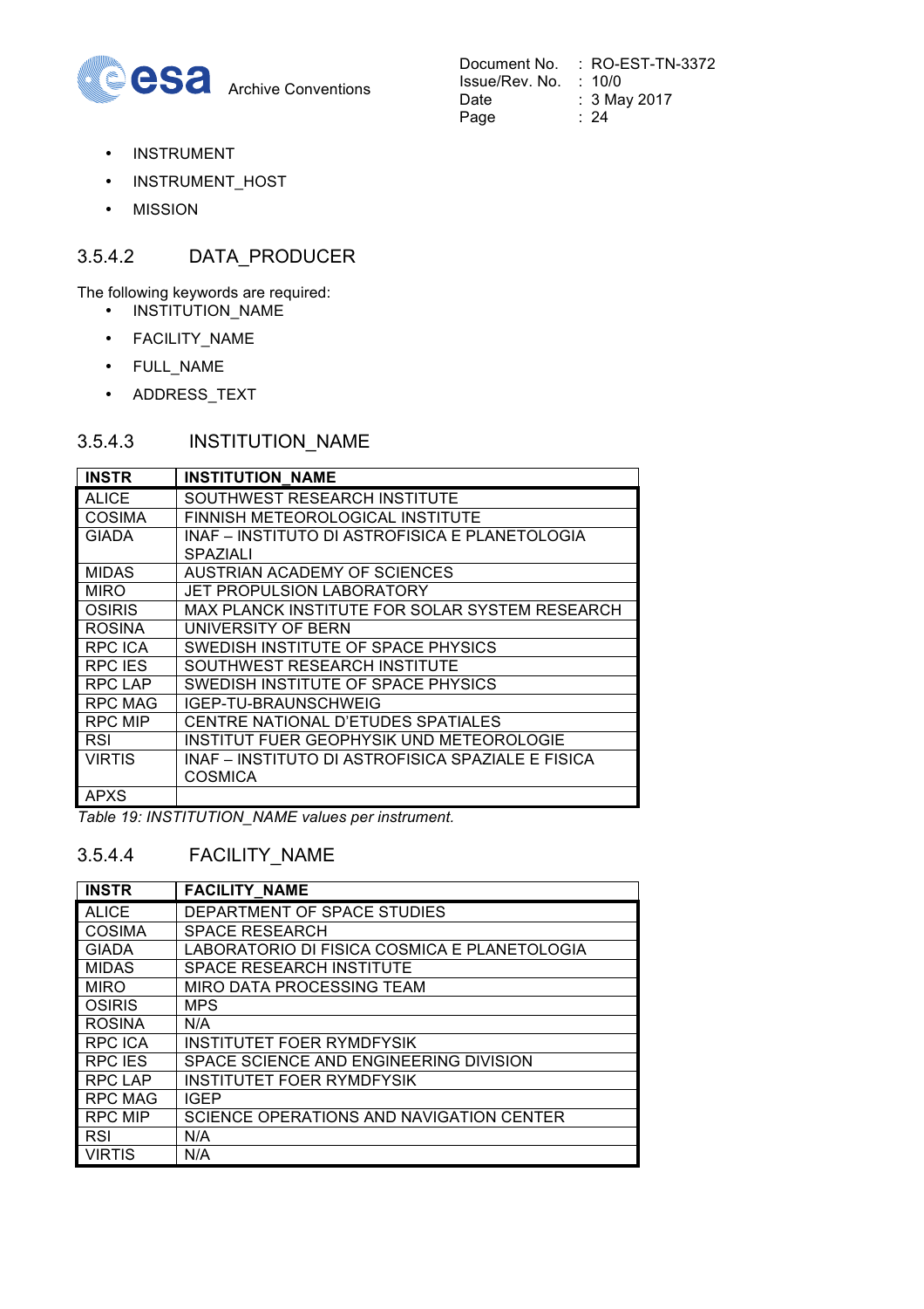- INSTRUMENT
- INSTRUMENT_HOST
- MISSION

### 3.5.4.2 DATA_PRODUCER

The following keywords are required:

- INSTITUTION_NAME
- FACILITY_NAME
- FULL_NAME
- ADDRESS_TEXT

### 3.5.4.3 INSTITUTION_NAME

| INSTR | INSTITUTION_NAME |
|---|---|
| ALICE | SOUTHWEST RESEARCH INSTITUTE |
| COSIMA | FINNISH METEOROLOGICAL INSTITUTE |
| GIADA | INAF – INSTITUTO DI ASTROFISICA E PLANETOLOGIA SPAZIALI |
| MIDAS | AUSTRIAN ACADEMY OF SCIENCES |
| MIRO | JET PROPULSION LABORATORY |
| OSIRIS | MAX PLANCK INSTITUTE FOR SOLAR SYSTEM RESEARCH |
| ROSINA | UNIVERSITY OF BERN |
| RPC ICA | SWEDISH INSTITUTE OF SPACE PHYSICS |
| RPC IES | SOUTHWEST RESEARCH INSTITUTE |
| RPC LAP | SWEDISH INSTITUTE OF SPACE PHYSICS |
| RPC MAG | IGEP-TU-BRAUNSCHWEIG |
| RPC MIP | CENTRE NATIONAL D'ETUDES SPATIALES |
| RSI | INSTITUT FUER GEOPHYSIK UND METEOROLOGIE |
| VIRTIS | INAF – INSTITUTO DI ASTROFISICA SPAZIALE E FISICA COSMICA |
| APXS | |

*Table 19: INSTITUTION_NAME values per instrument.*

### 3.5.4.4 FACILITY_NAME

| INSTR | FACILITY_NAME |
|---|---|
| ALICE | DEPARTMENT OF SPACE STUDIES |
| COSIMA | SPACE RESEARCH |
| GIADA | LABORATORIO DI FISICA COSMICA E PLANETOLOGIA |
| MIDAS | SPACE RESEARCH INSTITUTE |
| MIRO | MIRO DATA PROCESSING TEAM |
| OSIRIS | MPS |
| ROSINA | N/A |
| RPC ICA | INSTITUTET FOER RYMDFYSIK |
| RPC IES | SPACE SCIENCE AND ENGINEERING DIVISION |
| RPC LAP | INSTITUTET FOER RYMDFYSIK |
| RPC MAG | IGEP |
| RPC MIP | SCIENCE OPERATIONS AND NAVIGATION CENTER |
| RSI | N/A |
| VIRTIS | N/A |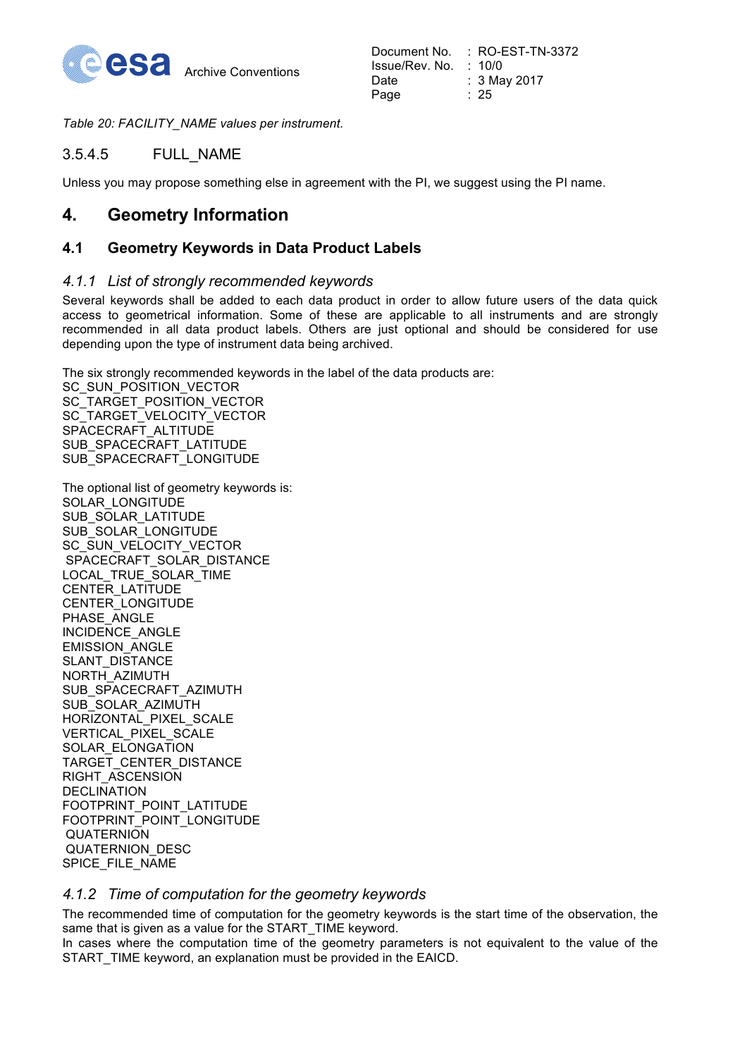*Table 20: FACILITY_NAME values per instrument.*

### 3.5.4.5 FULL_NAME

Unless you may propose something else in agreement with the PI, we suggest using the PI name.

# 4. Geometry Information

## 4.1 Geometry Keywords in Data Product Labels

### *4.1.1 List of strongly recommended keywords*

Several keywords shall be added to each data product in order to allow future users of the data quick access to geometrical information. Some of these are applicable to all instruments and are strongly recommended in all data product labels. Others are just optional and should be considered for use depending upon the type of instrument data being archived.

The six strongly recommended keywords in the label of the data products are:
SC_SUN_POSITION_VECTOR
SC_TARGET_POSITION_VECTOR
SC_TARGET_VELOCITY_VECTOR
SPACECRAFT_ALTITUDE
SUB_SPACECRAFT_LATITUDE
SUB_SPACECRAFT_LONGITUDE

The optional list of geometry keywords is:
SOLAR_LONGITUDE
SUB_SOLAR_LATITUDE
SUB_SOLAR_LONGITUDE
SC_SUN_VELOCITY_VECTOR
SPACECRAFT_SOLAR_DISTANCE
LOCAL_TRUE_SOLAR_TIME
CENTER_LATITUDE
CENTER_LONGITUDE
PHASE_ANGLE
INCIDENCE_ANGLE
EMISSION_ANGLE
SLANT_DISTANCE
NORTH_AZIMUTH
SUB_SPACECRAFT_AZIMUTH
SUB_SOLAR_AZIMUTH
HORIZONTAL_PIXEL_SCALE
VERTICAL_PIXEL_SCALE
SOLAR_ELONGATION
TARGET_CENTER_DISTANCE
RIGHT_ASCENSION
DECLINATION
FOOTPRINT_POINT_LATITUDE
FOOTPRINT_POINT_LONGITUDE
QUATERNION
QUATERNION_DESC
SPICE_FILE_NAME

### *4.1.2 Time of computation for the geometry keywords*

The recommended time of computation for the geometry keywords is the start time of the observation, the same that is given as a value for the START_TIME keyword.
In cases where the computation time of the geometry parameters is not equivalent to the value of the START_TIME keyword, an explanation must be provided in the EAICD.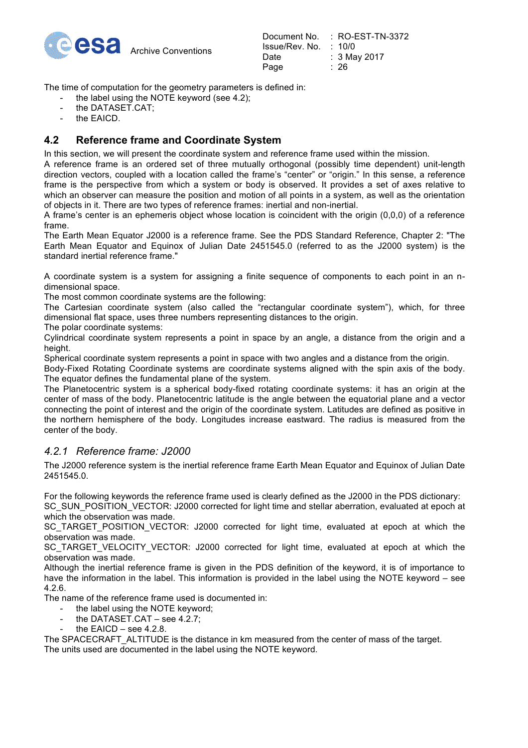The time of computation for the geometry parameters is defined in:

- the label using the NOTE keyword (see 4.2);
- the DATASET.CAT;
- the EAICD.

## 4.2 Reference frame and Coordinate System

In this section, we will present the coordinate system and reference frame used within the mission.
A reference frame is an ordered set of three mutually orthogonal (possibly time dependent) unit-length direction vectors, coupled with a location called the frame's "center" or "origin." In this sense, a reference frame is the perspective from which a system or body is observed. It provides a set of axes relative to which an observer can measure the position and motion of all points in a system, as well as the orientation of objects in it. There are two types of reference frames: inertial and non-inertial.
A frame's center is an ephemeris object whose location is coincident with the origin (0,0,0) of a reference frame.
The Earth Mean Equator J2000 is a reference frame. See the PDS Standard Reference, Chapter 2: "The Earth Mean Equator and Equinox of Julian Date 2451545.0 (referred to as the J2000 system) is the standard inertial reference frame."

A coordinate system is a system for assigning a finite sequence of components to each point in an n-dimensional space.
The most common coordinate systems are the following:
The Cartesian coordinate system (also called the "rectangular coordinate system"), which, for three dimensional flat space, uses three numbers representing distances to the origin.
The polar coordinate systems:
Cylindrical coordinate system represents a point in space by an angle, a distance from the origin and a height.
Spherical coordinate system represents a point in space with two angles and a distance from the origin.
Body-Fixed Rotating Coordinate systems are coordinate systems aligned with the spin axis of the body. The equator defines the fundamental plane of the system.
The Planetocentric system is a spherical body-fixed rotating coordinate systems: it has an origin at the center of mass of the body. Planetocentric latitude is the angle between the equatorial plane and a vector connecting the point of interest and the origin of the coordinate system. Latitudes are defined as positive in the northern hemisphere of the body. Longitudes increase eastward. The radius is measured from the center of the body.

### *4.2.1 Reference frame: J2000*

The J2000 reference system is the inertial reference frame Earth Mean Equator and Equinox of Julian Date 2451545.0.

For the following keywords the reference frame used is clearly defined as the J2000 in the PDS dictionary:
SC_SUN_POSITION_VECTOR: J2000 corrected for light time and stellar aberration, evaluated at epoch at which the observation was made.
SC_TARGET_POSITION_VECTOR: J2000 corrected for light time, evaluated at epoch at which the observation was made.
SC_TARGET_VELOCITY_VECTOR: J2000 corrected for light time, evaluated at epoch at which the observation was made.
Although the inertial reference frame is given in the PDS definition of the keyword, it is of importance to have the information in the label. This information is provided in the label using the NOTE keyword – see 4.2.6.
The name of the reference frame used is documented in:

- the label using the NOTE keyword;
- the DATASET.CAT – see 4.2.7;
- the EAICD – see 4.2.8.

The SPACECRAFT_ALTITUDE is the distance in km measured from the center of mass of the target.
The units used are documented in the label using the NOTE keyword.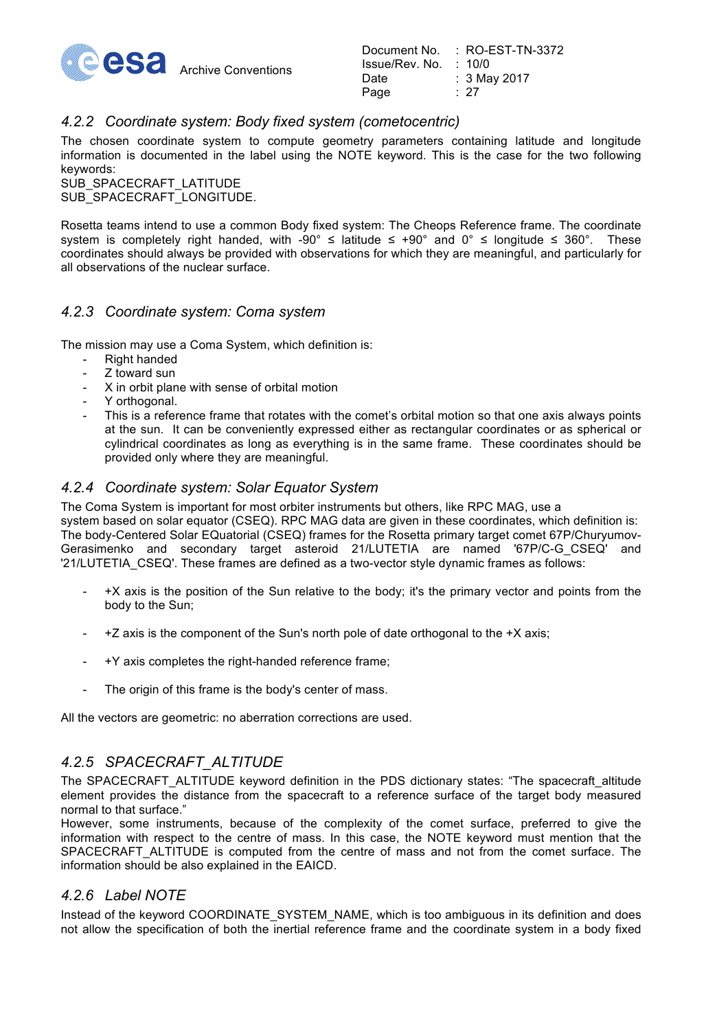### 4.2.2 Coordinate system: Body fixed system (cometocentric)

The chosen coordinate system to compute geometry parameters containing latitude and longitude information is documented in the label using the NOTE keyword. This is the case for the two following keywords:
SUB_SPACECRAFT_LATITUDE
SUB_SPACECRAFT_LONGITUDE.

Rosetta teams intend to use a common Body fixed system: The Cheops Reference frame. The coordinate system is completely right handed, with -90° ≤ latitude ≤ +90° and 0° ≤ longitude ≤ 360°. These coordinates should always be provided with observations for which they are meaningful, and particularly for all observations of the nuclear surface.

### 4.2.3 Coordinate system: Coma system

The mission may use a Coma System, which definition is:

- Right handed
- Z toward sun
- X in orbit plane with sense of orbital motion
- Y orthogonal.
- This is a reference frame that rotates with the comet's orbital motion so that one axis always points at the sun. It can be conveniently expressed either as rectangular coordinates or as spherical or cylindrical coordinates as long as everything is in the same frame. These coordinates should be provided only where they are meaningful.

### 4.2.4 Coordinate system: Solar Equator System

The Coma System is important for most orbiter instruments but others, like RPC MAG, use a system based on solar equator (CSEQ). RPC MAG data are given in these coordinates, which definition is: The body-Centered Solar EQuatorial (CSEQ) frames for the Rosetta primary target comet 67P/Churyumov-Gerasimenko and secondary target asteroid 21/LUTETIA are named '67P/C-G_CSEQ' and '21/LUTETIA_CSEQ'. These frames are defined as a two-vector style dynamic frames as follows:

- +X axis is the position of the Sun relative to the body; it's the primary vector and points from the body to the Sun;
- +Z axis is the component of the Sun's north pole of date orthogonal to the +X axis;
- +Y axis completes the right-handed reference frame;
- The origin of this frame is the body's center of mass.

All the vectors are geometric: no aberration corrections are used.

### 4.2.5 SPACECRAFT_ALTITUDE

The SPACECRAFT_ALTITUDE keyword definition in the PDS dictionary states: "The spacecraft_altitude element provides the distance from the spacecraft to a reference surface of the target body measured normal to that surface."
However, some instruments, because of the complexity of the comet surface, preferred to give the information with respect to the centre of mass. In this case, the NOTE keyword must mention that the SPACECRAFT_ALTITUDE is computed from the centre of mass and not from the comet surface. The information should be also explained in the EAICD.

### 4.2.6 Label NOTE

Instead of the keyword COORDINATE_SYSTEM_NAME, which is too ambiguous in its definition and does not allow the specification of both the inertial reference frame and the coordinate system in a body fixed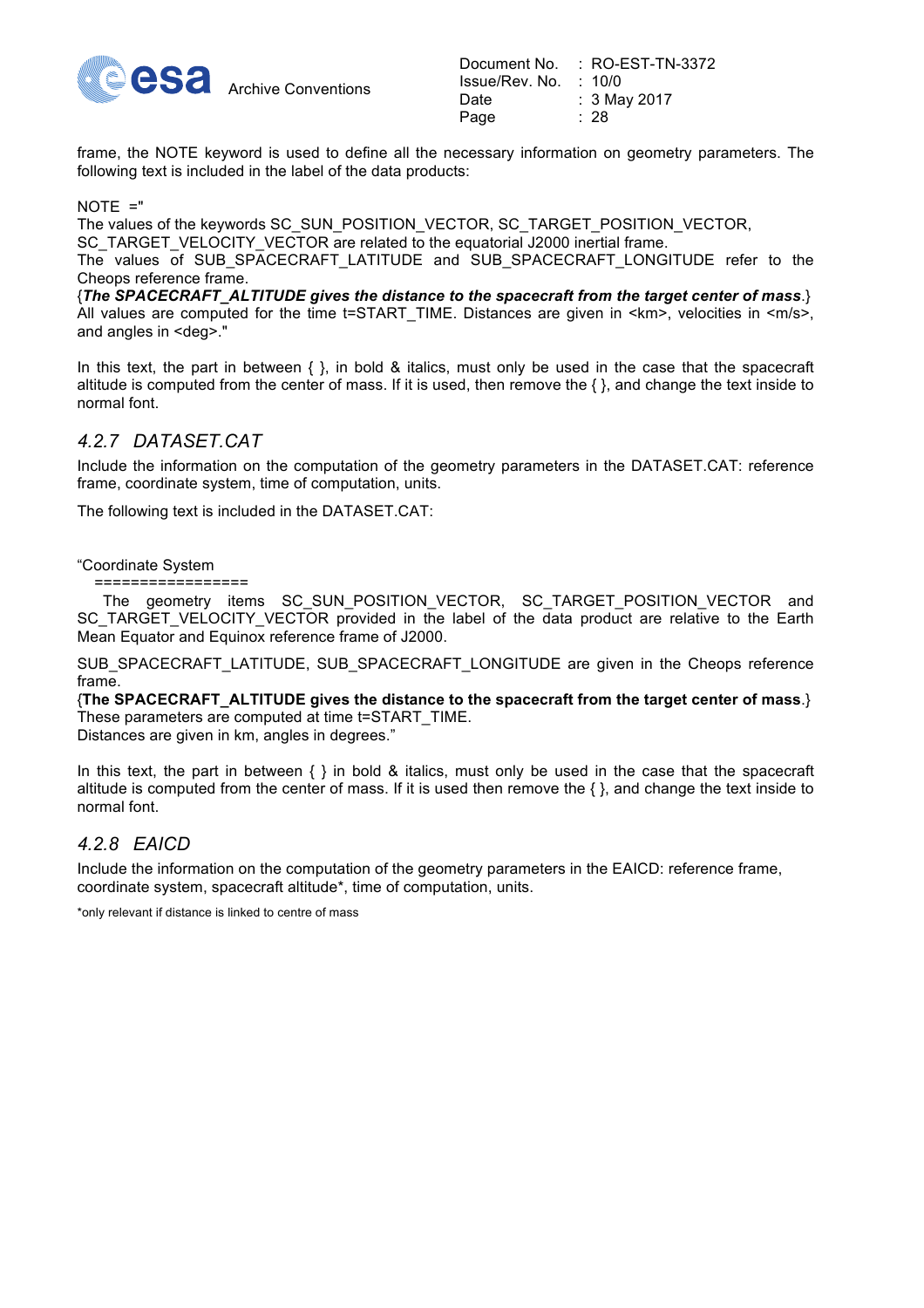frame, the NOTE keyword is used to define all the necessary information on geometry parameters. The following text is included in the label of the data products:

NOTE ="
The values of the keywords SC_SUN_POSITION_VECTOR, SC_TARGET_POSITION_VECTOR, SC_TARGET_VELOCITY_VECTOR are related to the equatorial J2000 inertial frame.
The values of SUB_SPACECRAFT_LATITUDE and SUB_SPACECRAFT_LONGITUDE refer to the Cheops reference frame.
{***The SPACECRAFT_ALTITUDE gives the distance to the spacecraft from the target center of mass***.}
All values are computed for the time t=START_TIME. Distances are given in <km>, velocities in <m/s>, and angles in <deg>."

In this text, the part in between { }, in bold & italics, must only be used in the case that the spacecraft altitude is computed from the center of mass. If it is used, then remove the { }, and change the text inside to normal font.

### *4.2.7 DATASET.CAT*

Include the information on the computation of the geometry parameters in the DATASET.CAT: reference frame, coordinate system, time of computation, units.

The following text is included in the DATASET.CAT:

"Coordinate System
=================
The geometry items SC_SUN_POSITION_VECTOR, SC_TARGET_POSITION_VECTOR and SC_TARGET_VELOCITY_VECTOR provided in the label of the data product are relative to the Earth Mean Equator and Equinox reference frame of J2000.

SUB_SPACECRAFT_LATITUDE, SUB_SPACECRAFT_LONGITUDE are given in the Cheops reference frame.
{**The SPACECRAFT_ALTITUDE gives the distance to the spacecraft from the target center of mass**.}
These parameters are computed at time t=START_TIME.
Distances are given in km, angles in degrees."

In this text, the part in between { } in bold & italics, must only be used in the case that the spacecraft altitude is computed from the center of mass. If it is used then remove the { }, and change the text inside to normal font.

### *4.2.8 EAICD*

Include the information on the computation of the geometry parameters in the EAICD: reference frame, coordinate system, spacecraft altitude*, time of computation, units.

*only relevant if distance is linked to centre of mass